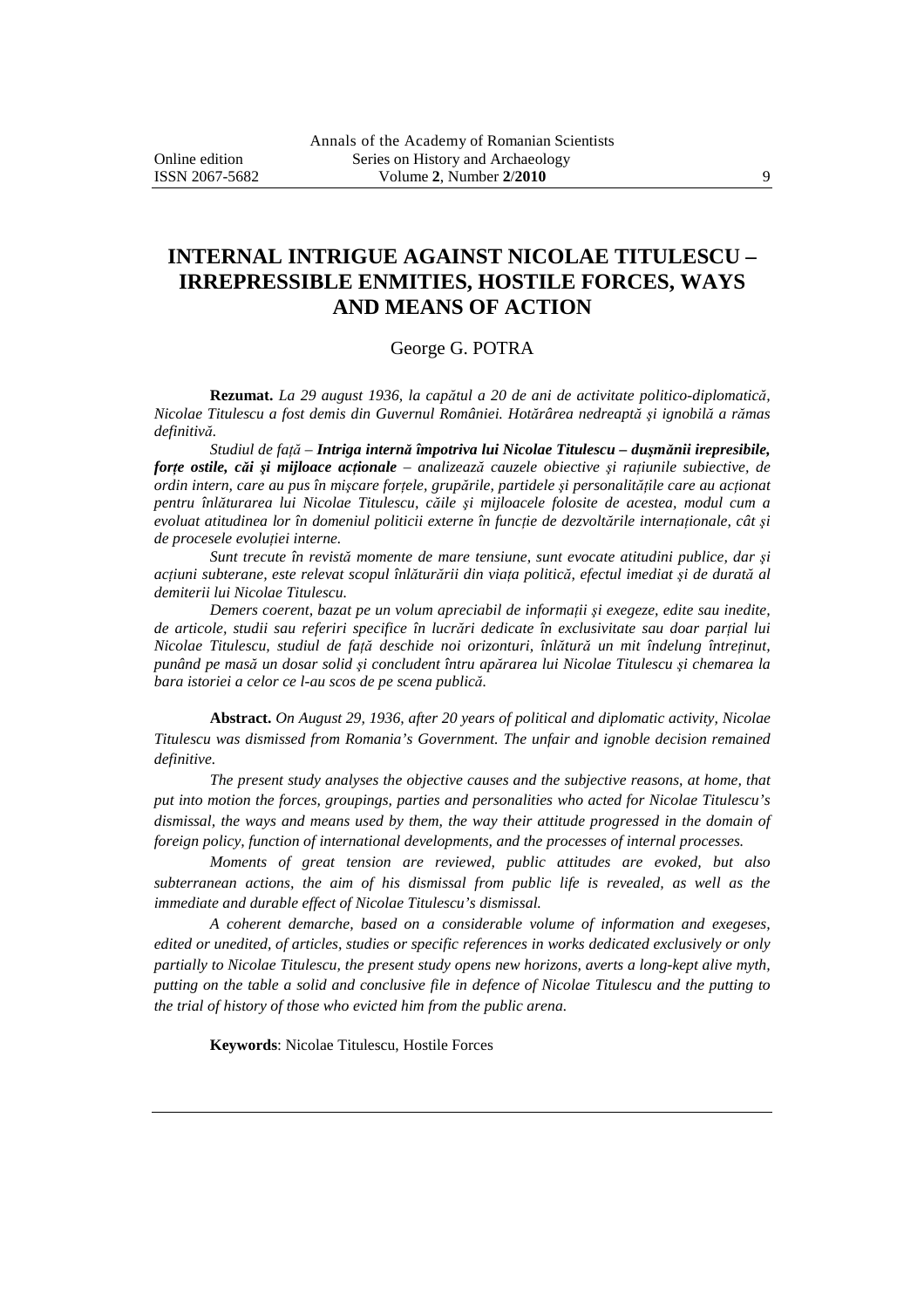# INTERNAL INTRIGUE AGAINST NICOLAE TITULESCU – IRREPRESSIBLE ENMITIES, HOSTILE FORCES, WAYS AND MEANS OF ACTION

George G. POTRA

**Rezumat.** *La 29 august 1936, la capătul a 20 de ani de activitate politico-diplomatică, Nicolae Titulescu a fost demis din Guvernul României. Hotărârea nedreaptă și ignobilă a rămas definitivă.*

*Studiul de față –* ***Intriga internă împotriva lui Nicolae Titulescu – dușmănii irepresibile, forțe ostile, căi și mijloace acționale*** *– analizează cauzele obiective și rațiunile subiective, de ordin intern, care au pus în mișcare forțele, grupările, partidele și personalitățile care au acționat pentru înlăturarea lui Nicolae Titulescu, căile și mijloacele folosite de acestea, modul cum a evoluat atitudinea lor în domeniul politicii externe în funcție de dezvoltările internaționale, cât și de procesele evoluției interne.*

*Sunt trecute în revistă momente de mare tensiune, sunt evocate atitudini publice, dar și acțiuni subterane, este relevat scopul înlăturării din viața politică, efectul imediat și de durată al demiterii lui Nicolae Titulescu.*

*Demers coerent, bazat pe un volum apreciabil de informații și exegeze, edite sau inedite, de articole, studii sau referiri specifice în lucrări dedicate în exclusivitate sau doar parțial lui Nicolae Titulescu, studiul de față deschide noi orizonturi, înlătură un mit îndelung întreținut, punând pe masă un dosar solid și concludent întru apărarea lui Nicolae Titulescu și chemarea la bara istoriei a celor ce l-au scos de pe scena publică.*

**Abstract.** *On August 29, 1936, after 20 years of political and diplomatic activity, Nicolae Titulescu was dismissed from Romania's Government. The unfair and ignoble decision remained definitive.*

*The present study analyses the objective causes and the subjective reasons, at home, that put into motion the forces, groupings, parties and personalities who acted for Nicolae Titulescu's dismissal, the ways and means used by them, the way their attitude progressed in the domain of foreign policy, function of international developments, and the processes of internal processes.*

*Moments of great tension are reviewed, public attitudes are evoked, but also subterranean actions, the aim of his dismissal from public life is revealed, as well as the immediate and durable effect of Nicolae Titulescu's dismissal.*

*A coherent demarche, based on a considerable volume of information and exegeses, edited or unedited, of articles, studies or specific references in works dedicated exclusively or only partially to Nicolae Titulescu, the present study opens new horizons, averts a long-kept alive myth, putting on the table a solid and conclusive file in defence of Nicolae Titulescu and the putting to the trial of history of those who evicted him from the public arena.*

**Keywords**: Nicolae Titulescu, Hostile Forces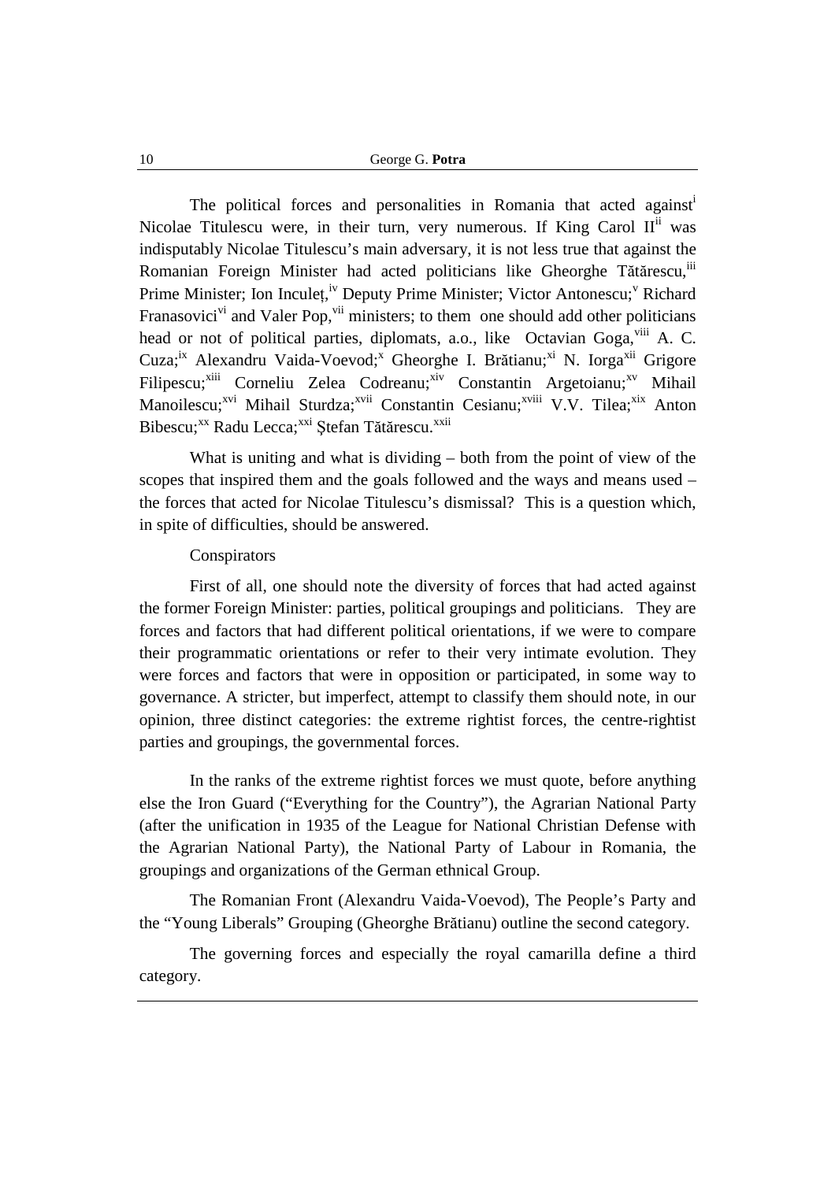The political forces and personalities in Romania that acted against[i] Nicolae Titulescu were, in their turn, very numerous. If King Carol II[ii] was indisputably Nicolae Titulescu's main adversary, it is not less true that against the Romanian Foreign Minister had acted politicians like Gheorghe Tătărescu,[iii] Prime Minister; Ion Inculeț,[iv] Deputy Prime Minister; Victor Antonescu;[v] Richard Franasovici[vi] and Valer Pop,[vii] ministers; to them one should add other politicians head or not of political parties, diplomats, a.o., like Octavian Goga,[viii] A. C. Cuza;[ix] Alexandru Vaida-Voevod;[x] Gheorghe I. Brătianu;[xi] N. Iorga[xii] Grigore Filipescu;[xiii] Corneliu Zelea Codreanu;[xiv] Constantin Argetoianu;[xv] Mihail Manoilescu;[xvi] Mihail Sturdza;[xvii] Constantin Cesianu;[xviii] V.V. Tilea;[xix] Anton Bibescu;[xx] Radu Lecca;[xxi] Ștefan Tătărescu.[xxii]

What is uniting and what is dividing – both from the point of view of the scopes that inspired them and the goals followed and the ways and means used – the forces that acted for Nicolae Titulescu's dismissal? This is a question which, in spite of difficulties, should be answered.

Conspirators

First of all, one should note the diversity of forces that had acted against the former Foreign Minister: parties, political groupings and politicians. They are forces and factors that had different political orientations, if we were to compare their programmatic orientations or refer to their very intimate evolution. They were forces and factors that were in opposition or participated, in some way to governance. A stricter, but imperfect, attempt to classify them should note, in our opinion, three distinct categories: the extreme rightist forces, the centre-rightist parties and groupings, the governmental forces.

In the ranks of the extreme rightist forces we must quote, before anything else the Iron Guard ("Everything for the Country"), the Agrarian National Party (after the unification in 1935 of the League for National Christian Defense with the Agrarian National Party), the National Party of Labour in Romania, the groupings and organizations of the German ethnical Group.

The Romanian Front (Alexandru Vaida-Voevod), The People's Party and the "Young Liberals" Grouping (Gheorghe Brătianu) outline the second category.

The governing forces and especially the royal camarilla define a third category.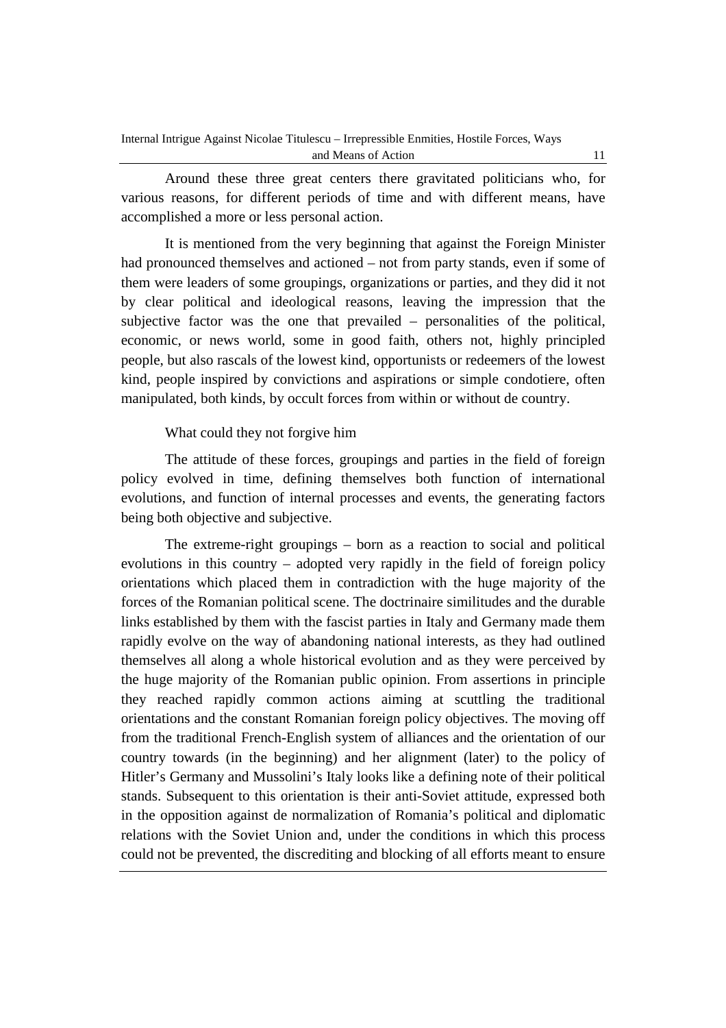Around these three great centers there gravitated politicians who, for various reasons, for different periods of time and with different means, have accomplished a more or less personal action.

It is mentioned from the very beginning that against the Foreign Minister had pronounced themselves and actioned – not from party stands, even if some of them were leaders of some groupings, organizations or parties, and they did it not by clear political and ideological reasons, leaving the impression that the subjective factor was the one that prevailed – personalities of the political, economic, or news world, some in good faith, others not, highly principled people, but also rascals of the lowest kind, opportunists or redeemers of the lowest kind, people inspired by convictions and aspirations or simple condotiere, often manipulated, both kinds, by occult forces from within or without de country.

What could they not forgive him

The attitude of these forces, groupings and parties in the field of foreign policy evolved in time, defining themselves both function of international evolutions, and function of internal processes and events, the generating factors being both objective and subjective.

The extreme-right groupings – born as a reaction to social and political evolutions in this country – adopted very rapidly in the field of foreign policy orientations which placed them in contradiction with the huge majority of the forces of the Romanian political scene. The doctrinaire similitudes and the durable links established by them with the fascist parties in Italy and Germany made them rapidly evolve on the way of abandoning national interests, as they had outlined themselves all along a whole historical evolution and as they were perceived by the huge majority of the Romanian public opinion. From assertions in principle they reached rapidly common actions aiming at scuttling the traditional orientations and the constant Romanian foreign policy objectives. The moving off from the traditional French-English system of alliances and the orientation of our country towards (in the beginning) and her alignment (later) to the policy of Hitler's Germany and Mussolini's Italy looks like a defining note of their political stands. Subsequent to this orientation is their anti-Soviet attitude, expressed both in the opposition against de normalization of Romania's political and diplomatic relations with the Soviet Union and, under the conditions in which this process could not be prevented, the discrediting and blocking of all efforts meant to ensure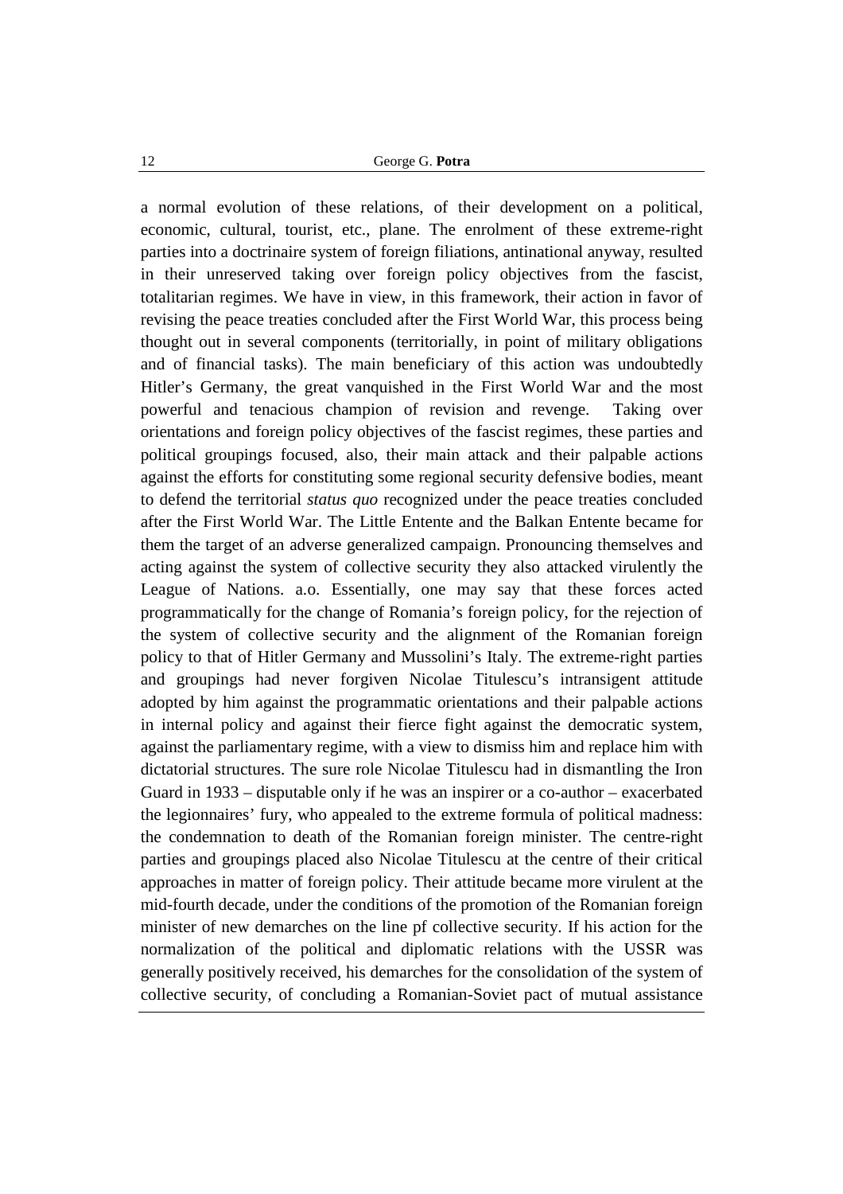a normal evolution of these relations, of their development on a political, economic, cultural, tourist, etc., plane. The enrolment of these extreme-right parties into a doctrinaire system of foreign filiations, antinational anyway, resulted in their unreserved taking over foreign policy objectives from the fascist, totalitarian regimes. We have in view, in this framework, their action in favor of revising the peace treaties concluded after the First World War, this process being thought out in several components (territorially, in point of military obligations and of financial tasks). The main beneficiary of this action was undoubtedly Hitler's Germany, the great vanquished in the First World War and the most powerful and tenacious champion of revision and revenge. Taking over orientations and foreign policy objectives of the fascist regimes, these parties and political groupings focused, also, their main attack and their palpable actions against the efforts for constituting some regional security defensive bodies, meant to defend the territorial *status quo* recognized under the peace treaties concluded after the First World War. The Little Entente and the Balkan Entente became for them the target of an adverse generalized campaign. Pronouncing themselves and acting against the system of collective security they also attacked virulently the League of Nations. a.o. Essentially, one may say that these forces acted programmatically for the change of Romania's foreign policy, for the rejection of the system of collective security and the alignment of the Romanian foreign policy to that of Hitler Germany and Mussolini's Italy. The extreme-right parties and groupings had never forgiven Nicolae Titulescu's intransigent attitude adopted by him against the programmatic orientations and their palpable actions in internal policy and against their fierce fight against the democratic system, against the parliamentary regime, with a view to dismiss him and replace him with dictatorial structures. The sure role Nicolae Titulescu had in dismantling the Iron Guard in 1933 – disputable only if he was an inspirer or a co-author – exacerbated the legionnaires' fury, who appealed to the extreme formula of political madness: the condemnation to death of the Romanian foreign minister. The centre-right parties and groupings placed also Nicolae Titulescu at the centre of their critical approaches in matter of foreign policy. Their attitude became more virulent at the mid-fourth decade, under the conditions of the promotion of the Romanian foreign minister of new demarches on the line pf collective security. If his action for the normalization of the political and diplomatic relations with the USSR was generally positively received, his demarches for the consolidation of the system of collective security, of concluding a Romanian-Soviet pact of mutual assistance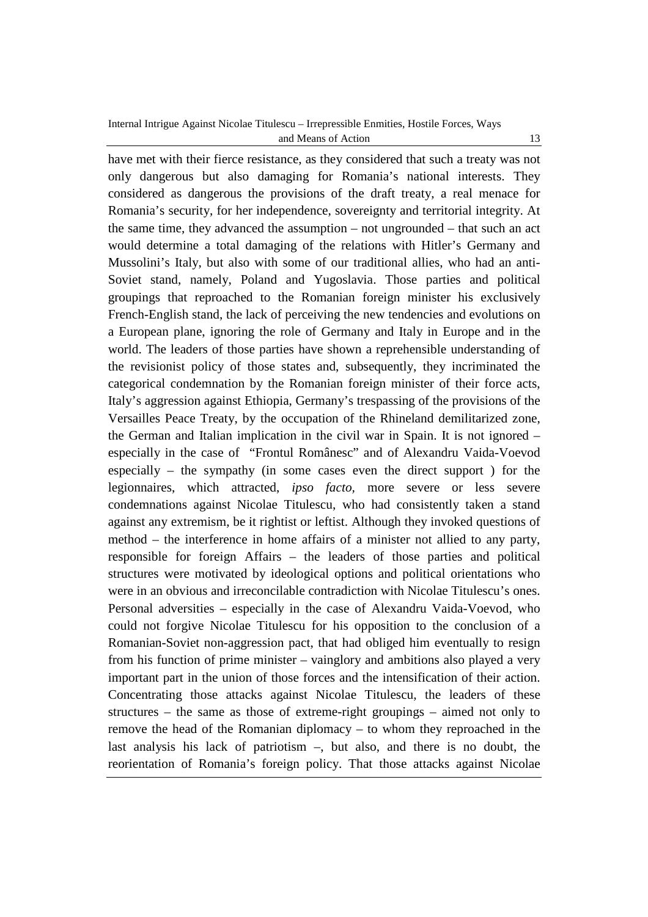have met with their fierce resistance, as they considered that such a treaty was not only dangerous but also damaging for Romania's national interests. They considered as dangerous the provisions of the draft treaty, a real menace for Romania's security, for her independence, sovereignty and territorial integrity. At the same time, they advanced the assumption – not ungrounded – that such an act would determine a total damaging of the relations with Hitler's Germany and Mussolini's Italy, but also with some of our traditional allies, who had an anti-Soviet stand, namely, Poland and Yugoslavia. Those parties and political groupings that reproached to the Romanian foreign minister his exclusively French-English stand, the lack of perceiving the new tendencies and evolutions on a European plane, ignoring the role of Germany and Italy in Europe and in the world. The leaders of those parties have shown a reprehensible understanding of the revisionist policy of those states and, subsequently, they incriminated the categorical condemnation by the Romanian foreign minister of their force acts, Italy's aggression against Ethiopia, Germany's trespassing of the provisions of the Versailles Peace Treaty, by the occupation of the Rhineland demilitarized zone, the German and Italian implication in the civil war in Spain. It is not ignored – especially in the case of "Frontul Românesc" and of Alexandru Vaida-Voevod especially – the sympathy (in some cases even the direct support ) for the legionnaires, which attracted, *ipso facto*, more severe or less severe condemnations against Nicolae Titulescu, who had consistently taken a stand against any extremism, be it rightist or leftist. Although they invoked questions of method – the interference in home affairs of a minister not allied to any party, responsible for foreign Affairs – the leaders of those parties and political structures were motivated by ideological options and political orientations who were in an obvious and irreconcilable contradiction with Nicolae Titulescu's ones. Personal adversities – especially in the case of Alexandru Vaida-Voevod, who could not forgive Nicolae Titulescu for his opposition to the conclusion of a Romanian-Soviet non-aggression pact, that had obliged him eventually to resign from his function of prime minister – vainglory and ambitions also played a very important part in the union of those forces and the intensification of their action. Concentrating those attacks against Nicolae Titulescu, the leaders of these structures – the same as those of extreme-right groupings – aimed not only to remove the head of the Romanian diplomacy – to whom they reproached in the last analysis his lack of patriotism –, but also, and there is no doubt, the reorientation of Romania's foreign policy. That those attacks against Nicolae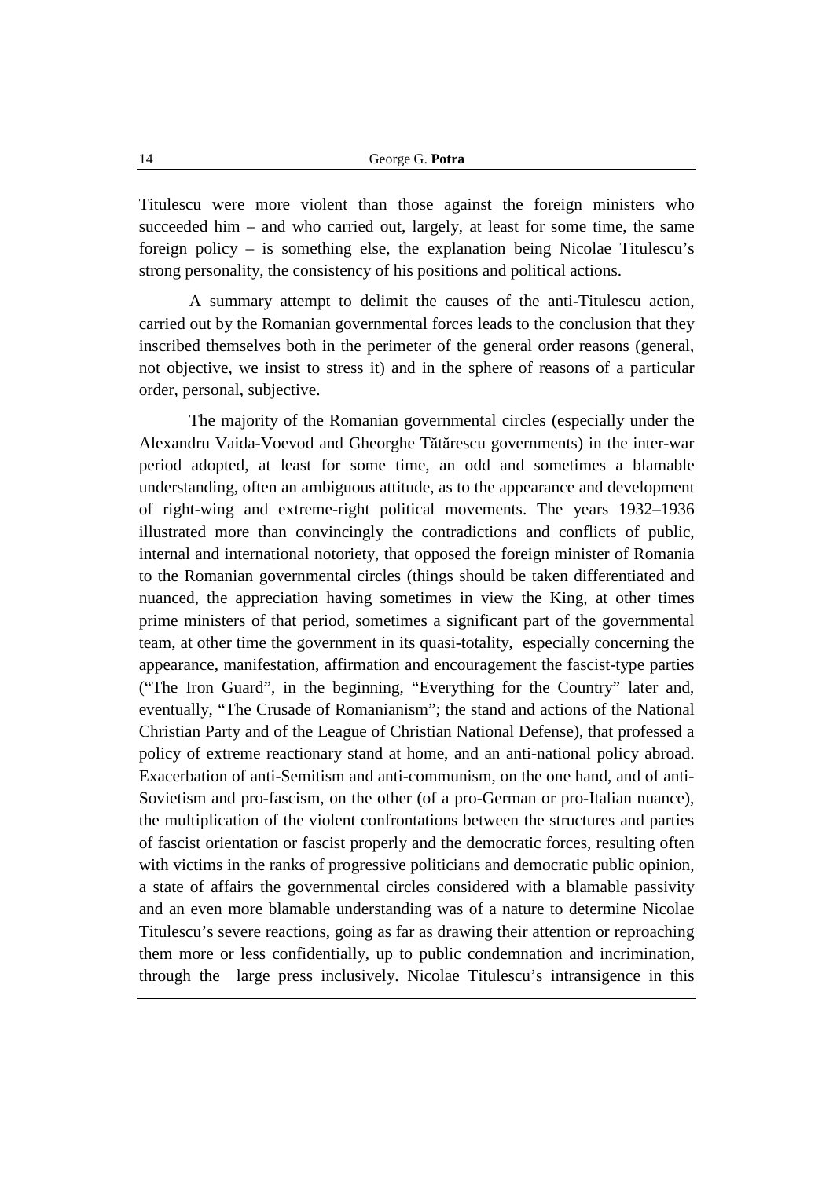Titulescu were more violent than those against the foreign ministers who succeeded him – and who carried out, largely, at least for some time, the same foreign policy – is something else, the explanation being Nicolae Titulescu's strong personality, the consistency of his positions and political actions.

A summary attempt to delimit the causes of the anti-Titulescu action, carried out by the Romanian governmental forces leads to the conclusion that they inscribed themselves both in the perimeter of the general order reasons (general, not objective, we insist to stress it) and in the sphere of reasons of a particular order, personal, subjective.

The majority of the Romanian governmental circles (especially under the Alexandru Vaida-Voevod and Gheorghe Tătărescu governments) in the inter-war period adopted, at least for some time, an odd and sometimes a blamable understanding, often an ambiguous attitude, as to the appearance and development of right-wing and extreme-right political movements. The years 1932–1936 illustrated more than convincingly the contradictions and conflicts of public, internal and international notoriety, that opposed the foreign minister of Romania to the Romanian governmental circles (things should be taken differentiated and nuanced, the appreciation having sometimes in view the King, at other times prime ministers of that period, sometimes a significant part of the governmental team, at other time the government in its quasi-totality, especially concerning the appearance, manifestation, affirmation and encouragement the fascist-type parties ("The Iron Guard", in the beginning, "Everything for the Country" later and, eventually, "The Crusade of Romanianism"; the stand and actions of the National Christian Party and of the League of Christian National Defense), that professed a policy of extreme reactionary stand at home, and an anti-national policy abroad. Exacerbation of anti-Semitism and anti-communism, on the one hand, and of anti-Sovietism and pro-fascism, on the other (of a pro-German or pro-Italian nuance), the multiplication of the violent confrontations between the structures and parties of fascist orientation or fascist properly and the democratic forces, resulting often with victims in the ranks of progressive politicians and democratic public opinion, a state of affairs the governmental circles considered with a blamable passivity and an even more blamable understanding was of a nature to determine Nicolae Titulescu's severe reactions, going as far as drawing their attention or reproaching them more or less confidentially, up to public condemnation and incrimination, through the large press inclusively. Nicolae Titulescu's intransigence in this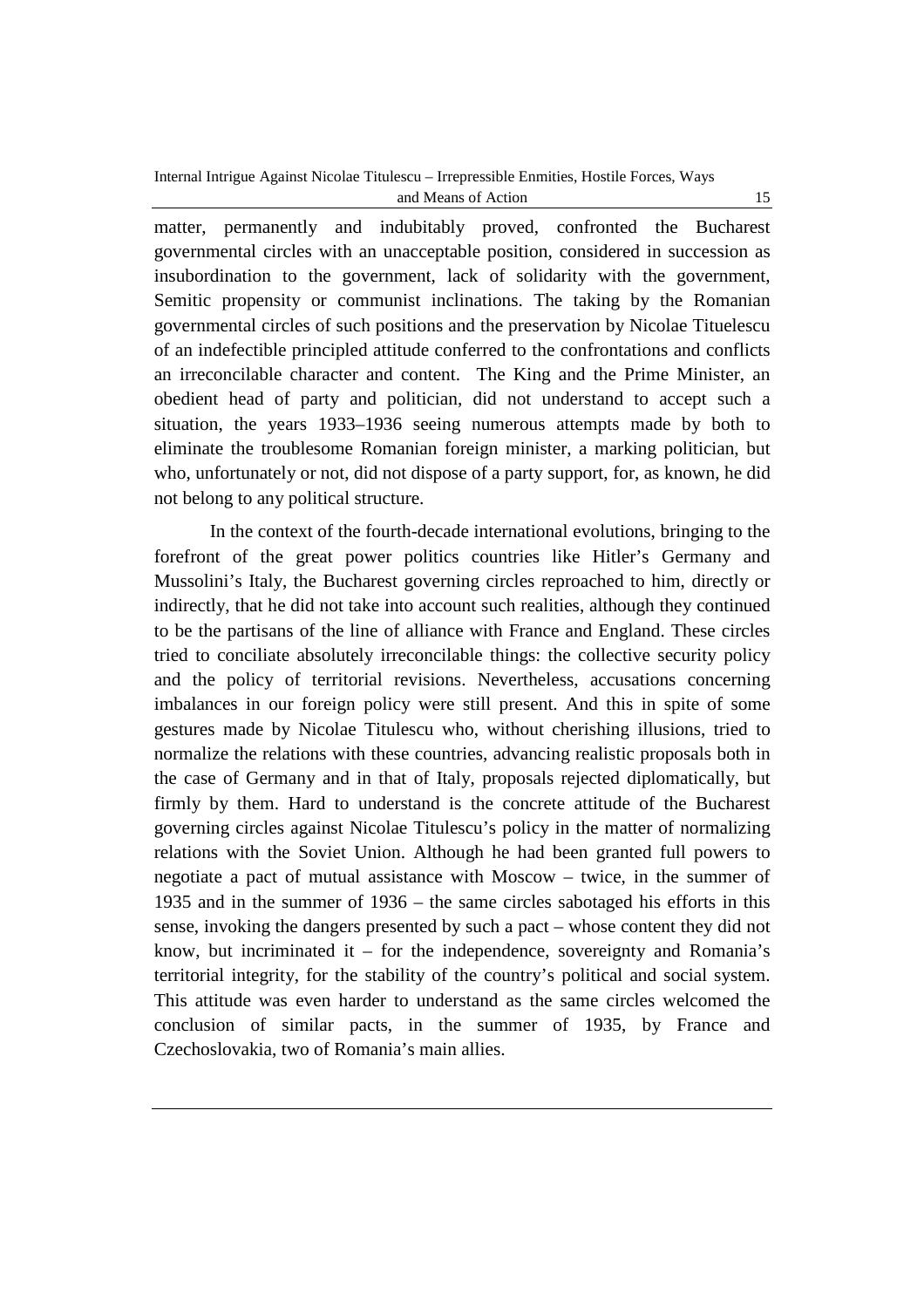matter, permanently and indubitably proved, confronted the Bucharest governmental circles with an unacceptable position, considered in succession as insubordination to the government, lack of solidarity with the government, Semitic propensity or communist inclinations. The taking by the Romanian governmental circles of such positions and the preservation by Nicolae Tituelescu of an indefectible principled attitude conferred to the confrontations and conflicts an irreconcilable character and content. The King and the Prime Minister, an obedient head of party and politician, did not understand to accept such a situation, the years 1933–1936 seeing numerous attempts made by both to eliminate the troublesome Romanian foreign minister, a marking politician, but who, unfortunately or not, did not dispose of a party support, for, as known, he did not belong to any political structure.

In the context of the fourth-decade international evolutions, bringing to the forefront of the great power politics countries like Hitler's Germany and Mussolini's Italy, the Bucharest governing circles reproached to him, directly or indirectly, that he did not take into account such realities, although they continued to be the partisans of the line of alliance with France and England. These circles tried to conciliate absolutely irreconcilable things: the collective security policy and the policy of territorial revisions. Nevertheless, accusations concerning imbalances in our foreign policy were still present. And this in spite of some gestures made by Nicolae Titulescu who, without cherishing illusions, tried to normalize the relations with these countries, advancing realistic proposals both in the case of Germany and in that of Italy, proposals rejected diplomatically, but firmly by them. Hard to understand is the concrete attitude of the Bucharest governing circles against Nicolae Titulescu's policy in the matter of normalizing relations with the Soviet Union. Although he had been granted full powers to negotiate a pact of mutual assistance with Moscow – twice, in the summer of 1935 and in the summer of 1936 – the same circles sabotaged his efforts in this sense, invoking the dangers presented by such a pact – whose content they did not know, but incriminated it – for the independence, sovereignty and Romania's territorial integrity, for the stability of the country's political and social system. This attitude was even harder to understand as the same circles welcomed the conclusion of similar pacts, in the summer of 1935, by France and Czechoslovakia, two of Romania's main allies.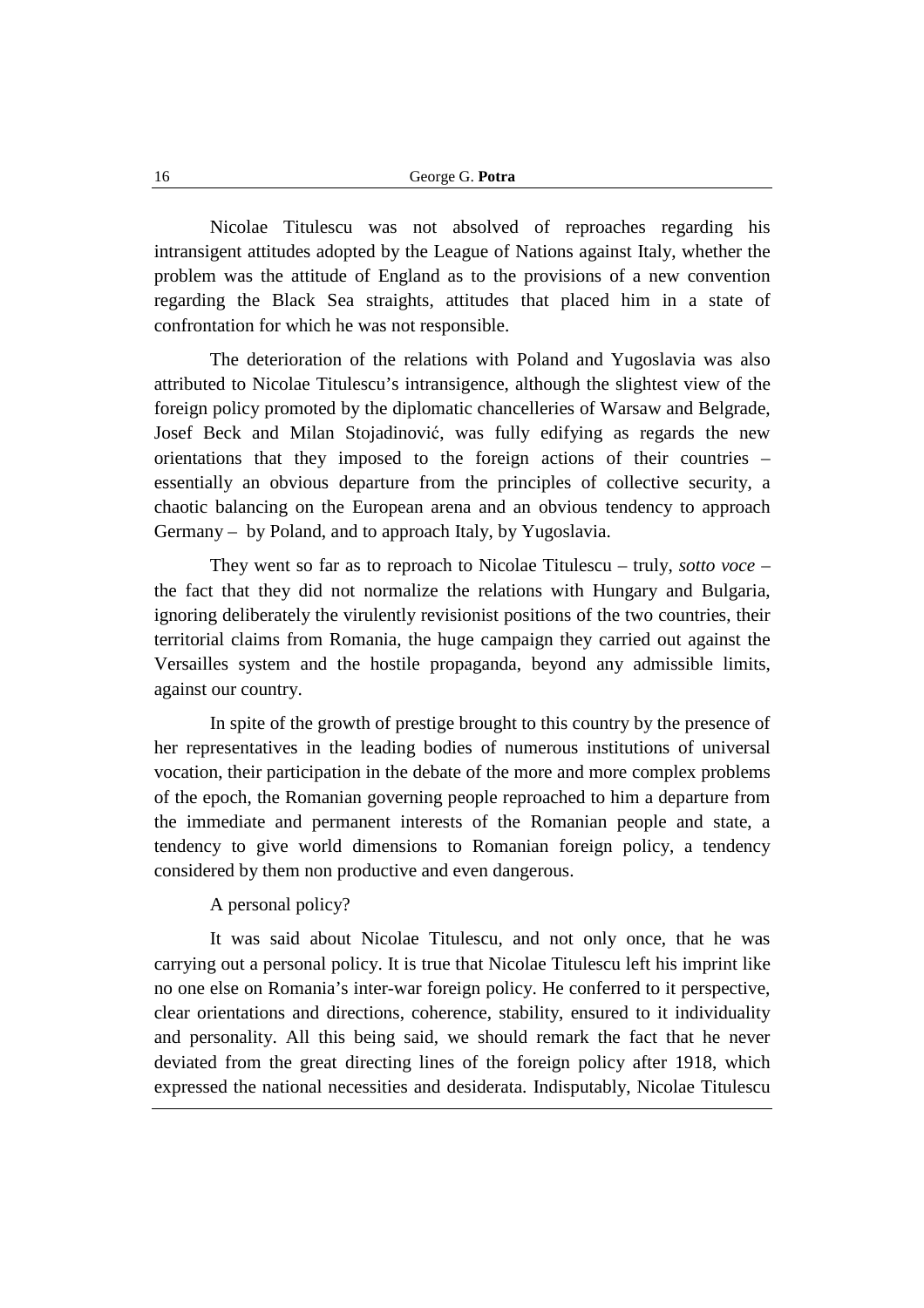Nicolae Titulescu was not absolved of reproaches regarding his intransigent attitudes adopted by the League of Nations against Italy, whether the problem was the attitude of England as to the provisions of a new convention regarding the Black Sea straights, attitudes that placed him in a state of confrontation for which he was not responsible.

The deterioration of the relations with Poland and Yugoslavia was also attributed to Nicolae Titulescu's intransigence, although the slightest view of the foreign policy promoted by the diplomatic chancelleries of Warsaw and Belgrade, Josef Beck and Milan Stojadinović, was fully edifying as regards the new orientations that they imposed to the foreign actions of their countries – essentially an obvious departure from the principles of collective security, a chaotic balancing on the European arena and an obvious tendency to approach Germany – by Poland, and to approach Italy, by Yugoslavia.

They went so far as to reproach to Nicolae Titulescu – truly, *sotto voce* – the fact that they did not normalize the relations with Hungary and Bulgaria, ignoring deliberately the virulently revisionist positions of the two countries, their territorial claims from Romania, the huge campaign they carried out against the Versailles system and the hostile propaganda, beyond any admissible limits, against our country.

In spite of the growth of prestige brought to this country by the presence of her representatives in the leading bodies of numerous institutions of universal vocation, their participation in the debate of the more and more complex problems of the epoch, the Romanian governing people reproached to him a departure from the immediate and permanent interests of the Romanian people and state, a tendency to give world dimensions to Romanian foreign policy, a tendency considered by them non productive and even dangerous.

A personal policy?

It was said about Nicolae Titulescu, and not only once, that he was carrying out a personal policy. It is true that Nicolae Titulescu left his imprint like no one else on Romania's inter-war foreign policy. He conferred to it perspective, clear orientations and directions, coherence, stability, ensured to it individuality and personality. All this being said, we should remark the fact that he never deviated from the great directing lines of the foreign policy after 1918, which expressed the national necessities and desiderata. Indisputably, Nicolae Titulescu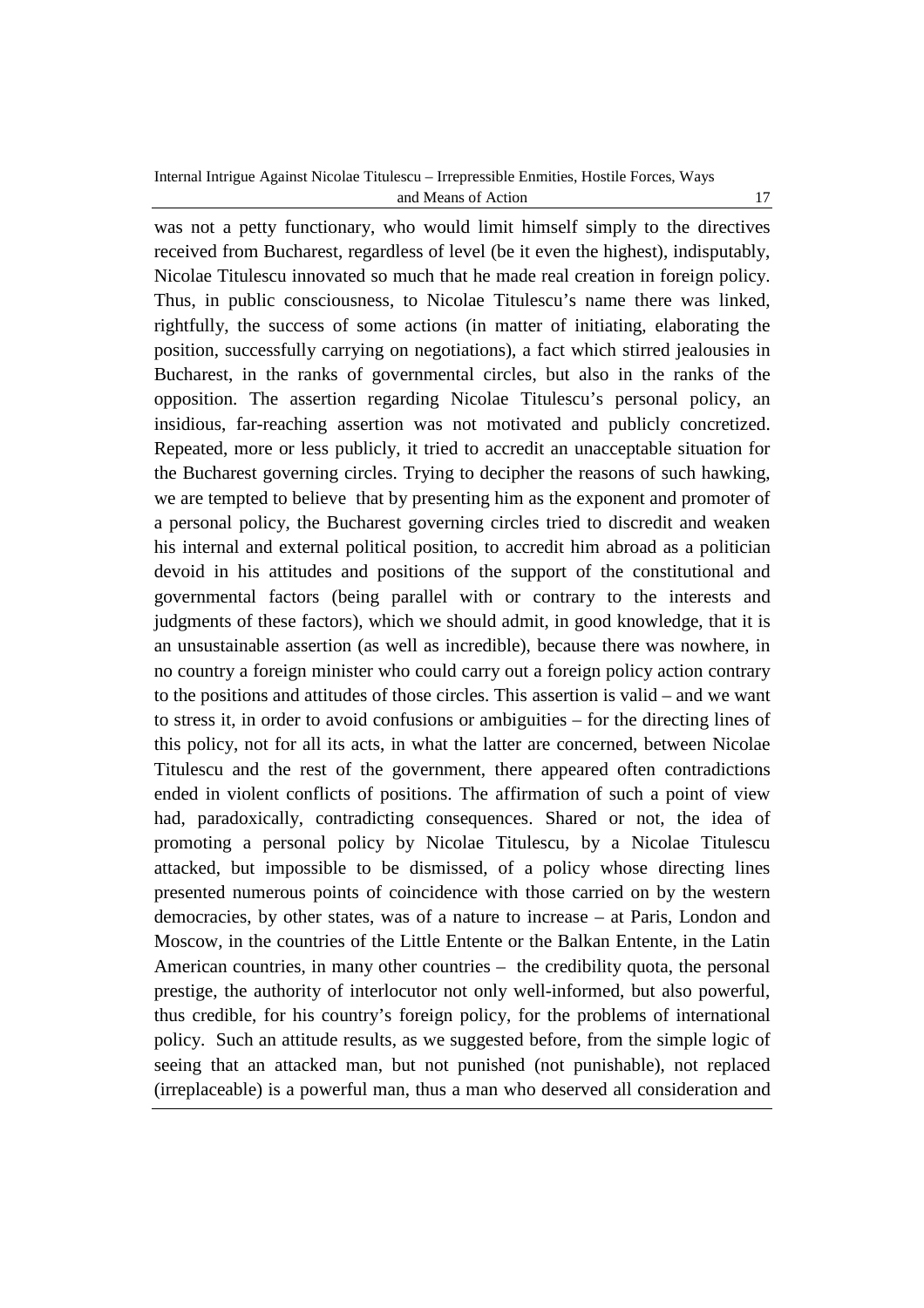was not a petty functionary, who would limit himself simply to the directives received from Bucharest, regardless of level (be it even the highest), indisputably, Nicolae Titulescu innovated so much that he made real creation in foreign policy. Thus, in public consciousness, to Nicolae Titulescu's name there was linked, rightfully, the success of some actions (in matter of initiating, elaborating the position, successfully carrying on negotiations), a fact which stirred jealousies in Bucharest, in the ranks of governmental circles, but also in the ranks of the opposition. The assertion regarding Nicolae Titulescu's personal policy, an insidious, far-reaching assertion was not motivated and publicly concretized. Repeated, more or less publicly, it tried to accredit an unacceptable situation for the Bucharest governing circles. Trying to decipher the reasons of such hawking, we are tempted to believe that by presenting him as the exponent and promoter of a personal policy, the Bucharest governing circles tried to discredit and weaken his internal and external political position, to accredit him abroad as a politician devoid in his attitudes and positions of the support of the constitutional and governmental factors (being parallel with or contrary to the interests and judgments of these factors), which we should admit, in good knowledge, that it is an unsustainable assertion (as well as incredible), because there was nowhere, in no country a foreign minister who could carry out a foreign policy action contrary to the positions and attitudes of those circles. This assertion is valid – and we want to stress it, in order to avoid confusions or ambiguities – for the directing lines of this policy, not for all its acts, in what the latter are concerned, between Nicolae Titulescu and the rest of the government, there appeared often contradictions ended in violent conflicts of positions. The affirmation of such a point of view had, paradoxically, contradicting consequences. Shared or not, the idea of promoting a personal policy by Nicolae Titulescu, by a Nicolae Titulescu attacked, but impossible to be dismissed, of a policy whose directing lines presented numerous points of coincidence with those carried on by the western democracies, by other states, was of a nature to increase – at Paris, London and Moscow, in the countries of the Little Entente or the Balkan Entente, in the Latin American countries, in many other countries – the credibility quota, the personal prestige, the authority of interlocutor not only well-informed, but also powerful, thus credible, for his country's foreign policy, for the problems of international policy. Such an attitude results, as we suggested before, from the simple logic of seeing that an attacked man, but not punished (not punishable), not replaced (irreplaceable) is a powerful man, thus a man who deserved all consideration and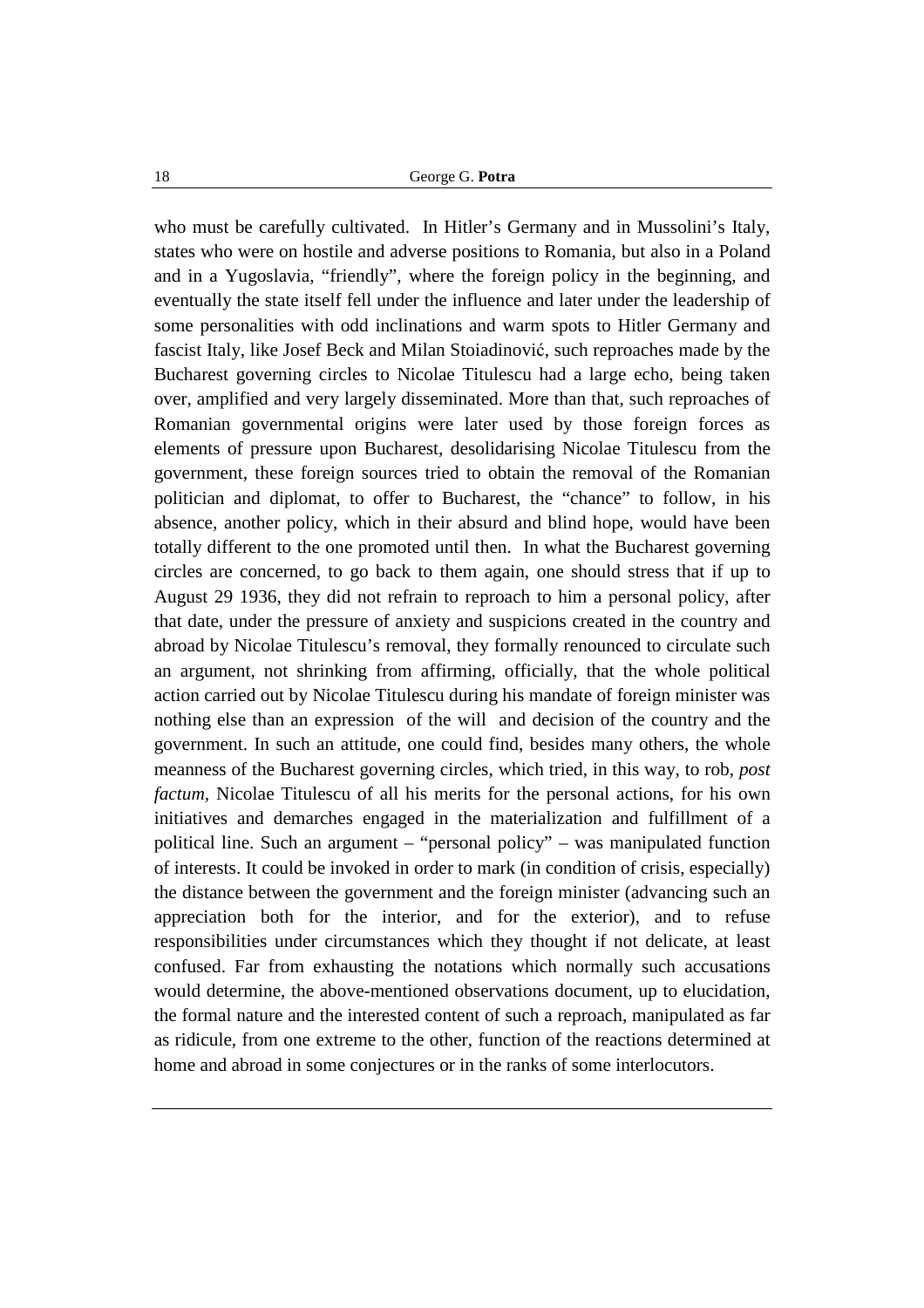who must be carefully cultivated. In Hitler's Germany and in Mussolini's Italy, states who were on hostile and adverse positions to Romania, but also in a Poland and in a Yugoslavia, "friendly", where the foreign policy in the beginning, and eventually the state itself fell under the influence and later under the leadership of some personalities with odd inclinations and warm spots to Hitler Germany and fascist Italy, like Josef Beck and Milan Stoiadinović, such reproaches made by the Bucharest governing circles to Nicolae Titulescu had a large echo, being taken over, amplified and very largely disseminated. More than that, such reproaches of Romanian governmental origins were later used by those foreign forces as elements of pressure upon Bucharest, desolidarising Nicolae Titulescu from the government, these foreign sources tried to obtain the removal of the Romanian politician and diplomat, to offer to Bucharest, the "chance" to follow, in his absence, another policy, which in their absurd and blind hope, would have been totally different to the one promoted until then. In what the Bucharest governing circles are concerned, to go back to them again, one should stress that if up to August 29 1936, they did not refrain to reproach to him a personal policy, after that date, under the pressure of anxiety and suspicions created in the country and abroad by Nicolae Titulescu's removal, they formally renounced to circulate such an argument, not shrinking from affirming, officially, that the whole political action carried out by Nicolae Titulescu during his mandate of foreign minister was nothing else than an expression of the will and decision of the country and the government. In such an attitude, one could find, besides many others, the whole meanness of the Bucharest governing circles, which tried, in this way, to rob, *post factum*, Nicolae Titulescu of all his merits for the personal actions, for his own initiatives and demarches engaged in the materialization and fulfillment of a political line. Such an argument – "personal policy" – was manipulated function of interests. It could be invoked in order to mark (in condition of crisis, especially) the distance between the government and the foreign minister (advancing such an appreciation both for the interior, and for the exterior), and to refuse responsibilities under circumstances which they thought if not delicate, at least confused. Far from exhausting the notations which normally such accusations would determine, the above-mentioned observations document, up to elucidation, the formal nature and the interested content of such a reproach, manipulated as far as ridicule, from one extreme to the other, function of the reactions determined at home and abroad in some conjectures or in the ranks of some interlocutors.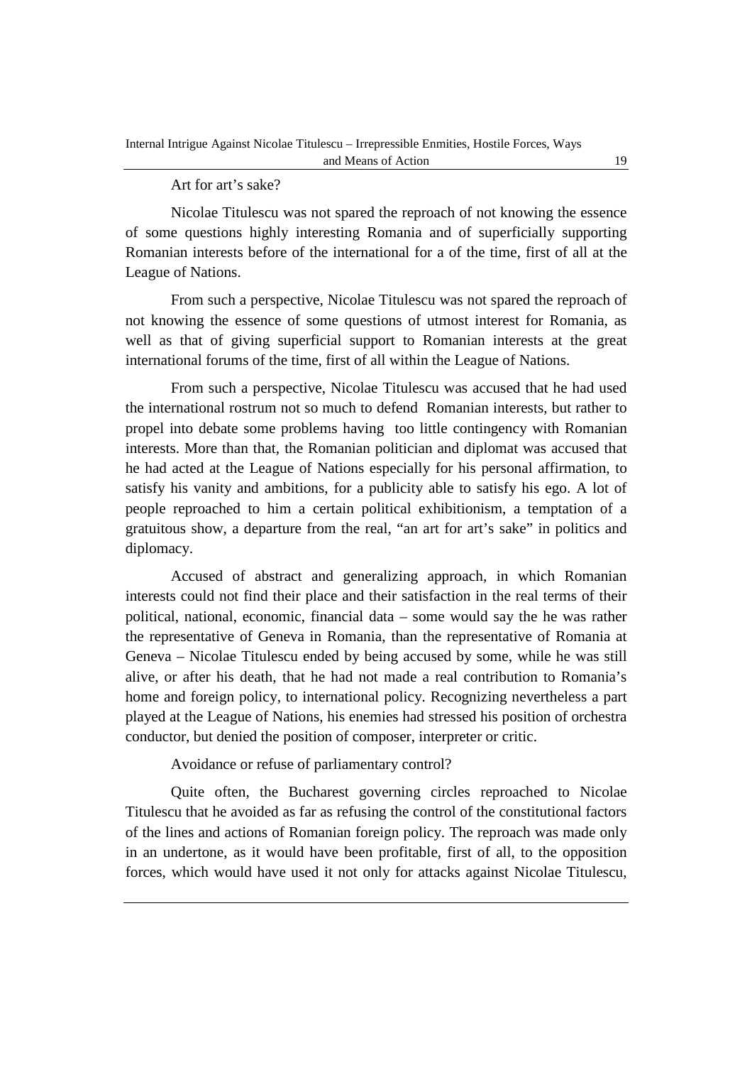Art for art's sake?

Nicolae Titulescu was not spared the reproach of not knowing the essence of some questions highly interesting Romania and of superficially supporting Romanian interests before of the international for a of the time, first of all at the League of Nations.

From such a perspective, Nicolae Titulescu was not spared the reproach of not knowing the essence of some questions of utmost interest for Romania, as well as that of giving superficial support to Romanian interests at the great international forums of the time, first of all within the League of Nations.

From such a perspective, Nicolae Titulescu was accused that he had used the international rostrum not so much to defend Romanian interests, but rather to propel into debate some problems having too little contingency with Romanian interests. More than that, the Romanian politician and diplomat was accused that he had acted at the League of Nations especially for his personal affirmation, to satisfy his vanity and ambitions, for a publicity able to satisfy his ego. A lot of people reproached to him a certain political exhibitionism, a temptation of a gratuitous show, a departure from the real, "an art for art's sake" in politics and diplomacy.

Accused of abstract and generalizing approach, in which Romanian interests could not find their place and their satisfaction in the real terms of their political, national, economic, financial data – some would say the he was rather the representative of Geneva in Romania, than the representative of Romania at Geneva – Nicolae Titulescu ended by being accused by some, while he was still alive, or after his death, that he had not made a real contribution to Romania's home and foreign policy, to international policy. Recognizing nevertheless a part played at the League of Nations, his enemies had stressed his position of orchestra conductor, but denied the position of composer, interpreter or critic.

Avoidance or refuse of parliamentary control?

Quite often, the Bucharest governing circles reproached to Nicolae Titulescu that he avoided as far as refusing the control of the constitutional factors of the lines and actions of Romanian foreign policy. The reproach was made only in an undertone, as it would have been profitable, first of all, to the opposition forces, which would have used it not only for attacks against Nicolae Titulescu,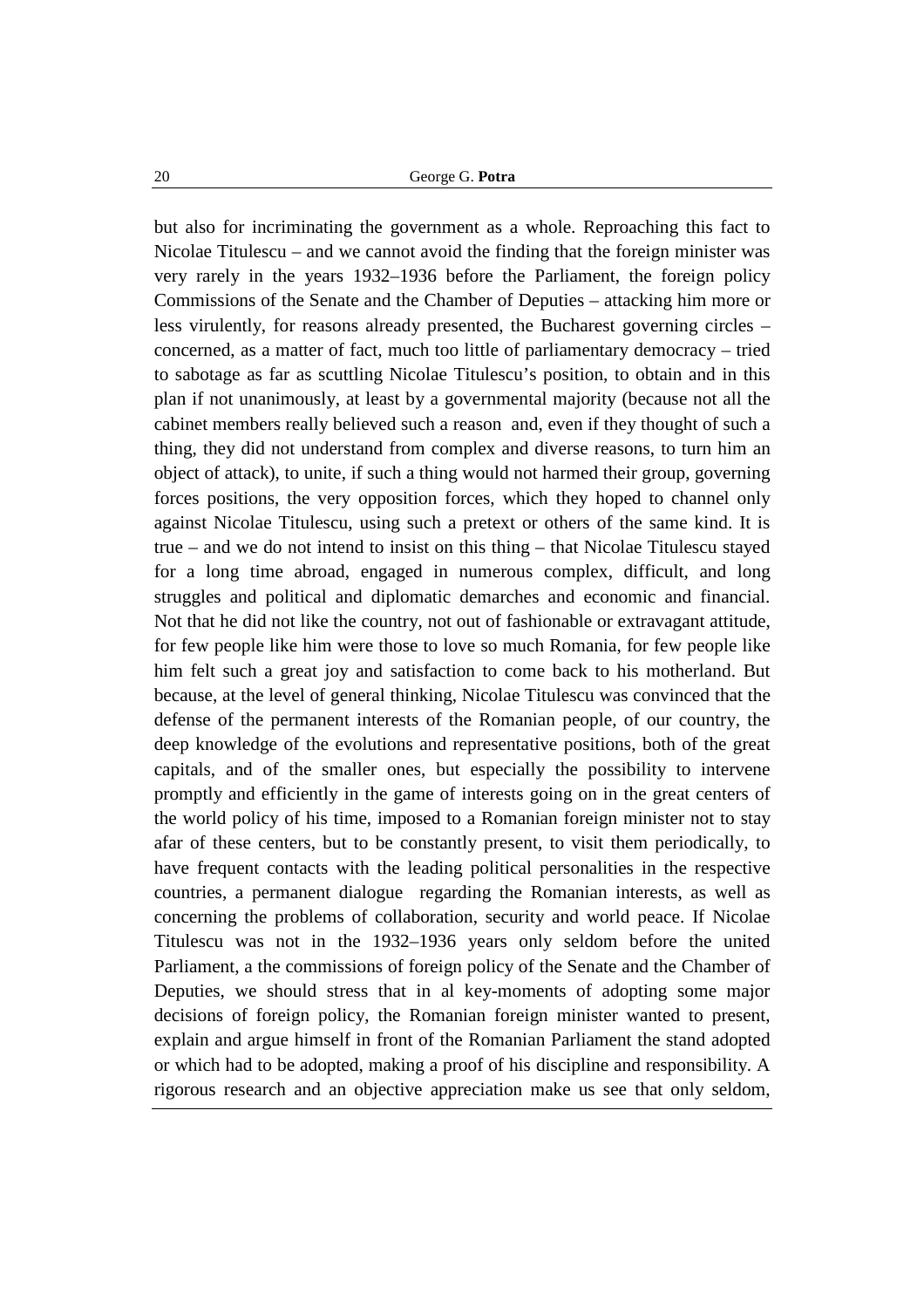but also for incriminating the government as a whole. Reproaching this fact to Nicolae Titulescu – and we cannot avoid the finding that the foreign minister was very rarely in the years 1932–1936 before the Parliament, the foreign policy Commissions of the Senate and the Chamber of Deputies – attacking him more or less virulently, for reasons already presented, the Bucharest governing circles – concerned, as a matter of fact, much too little of parliamentary democracy – tried to sabotage as far as scuttling Nicolae Titulescu's position, to obtain and in this plan if not unanimously, at least by a governmental majority (because not all the cabinet members really believed such a reason and, even if they thought of such a thing, they did not understand from complex and diverse reasons, to turn him an object of attack), to unite, if such a thing would not harmed their group, governing forces positions, the very opposition forces, which they hoped to channel only against Nicolae Titulescu, using such a pretext or others of the same kind. It is true – and we do not intend to insist on this thing – that Nicolae Titulescu stayed for a long time abroad, engaged in numerous complex, difficult, and long struggles and political and diplomatic demarches and economic and financial. Not that he did not like the country, not out of fashionable or extravagant attitude, for few people like him were those to love so much Romania, for few people like him felt such a great joy and satisfaction to come back to his motherland. But because, at the level of general thinking, Nicolae Titulescu was convinced that the defense of the permanent interests of the Romanian people, of our country, the deep knowledge of the evolutions and representative positions, both of the great capitals, and of the smaller ones, but especially the possibility to intervene promptly and efficiently in the game of interests going on in the great centers of the world policy of his time, imposed to a Romanian foreign minister not to stay afar of these centers, but to be constantly present, to visit them periodically, to have frequent contacts with the leading political personalities in the respective countries, a permanent dialogue regarding the Romanian interests, as well as concerning the problems of collaboration, security and world peace. If Nicolae Titulescu was not in the 1932–1936 years only seldom before the united Parliament, a the commissions of foreign policy of the Senate and the Chamber of Deputies, we should stress that in al key-moments of adopting some major decisions of foreign policy, the Romanian foreign minister wanted to present, explain and argue himself in front of the Romanian Parliament the stand adopted or which had to be adopted, making a proof of his discipline and responsibility. A rigorous research and an objective appreciation make us see that only seldom,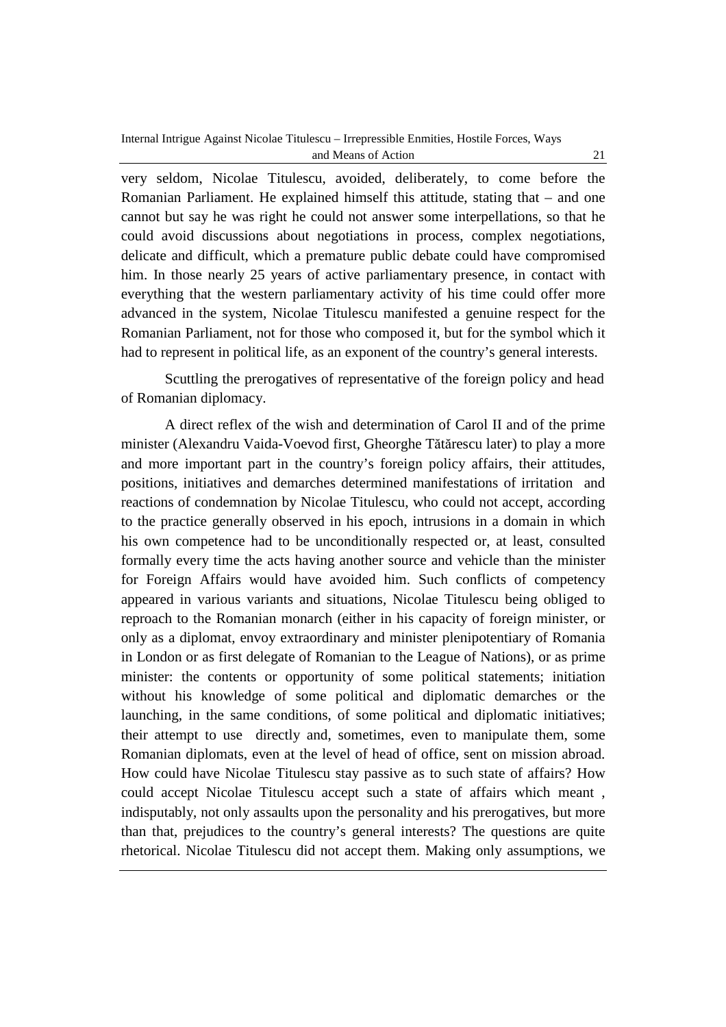very seldom, Nicolae Titulescu, avoided, deliberately, to come before the Romanian Parliament. He explained himself this attitude, stating that – and one cannot but say he was right he could not answer some interpellations, so that he could avoid discussions about negotiations in process, complex negotiations, delicate and difficult, which a premature public debate could have compromised him. In those nearly 25 years of active parliamentary presence, in contact with everything that the western parliamentary activity of his time could offer more advanced in the system, Nicolae Titulescu manifested a genuine respect for the Romanian Parliament, not for those who composed it, but for the symbol which it had to represent in political life, as an exponent of the country's general interests.

Scuttling the prerogatives of representative of the foreign policy and head of Romanian diplomacy.

A direct reflex of the wish and determination of Carol II and of the prime minister (Alexandru Vaida-Voevod first, Gheorghe Tătărescu later) to play a more and more important part in the country's foreign policy affairs, their attitudes, positions, initiatives and demarches determined manifestations of irritation and reactions of condemnation by Nicolae Titulescu, who could not accept, according to the practice generally observed in his epoch, intrusions in a domain in which his own competence had to be unconditionally respected or, at least, consulted formally every time the acts having another source and vehicle than the minister for Foreign Affairs would have avoided him. Such conflicts of competency appeared in various variants and situations, Nicolae Titulescu being obliged to reproach to the Romanian monarch (either in his capacity of foreign minister, or only as a diplomat, envoy extraordinary and minister plenipotentiary of Romania in London or as first delegate of Romanian to the League of Nations), or as prime minister: the contents or opportunity of some political statements; initiation without his knowledge of some political and diplomatic demarches or the launching, in the same conditions, of some political and diplomatic initiatives; their attempt to use directly and, sometimes, even to manipulate them, some Romanian diplomats, even at the level of head of office, sent on mission abroad. How could have Nicolae Titulescu stay passive as to such state of affairs? How could accept Nicolae Titulescu accept such a state of affairs which meant , indisputably, not only assaults upon the personality and his prerogatives, but more than that, prejudices to the country's general interests? The questions are quite rhetorical. Nicolae Titulescu did not accept them. Making only assumptions, we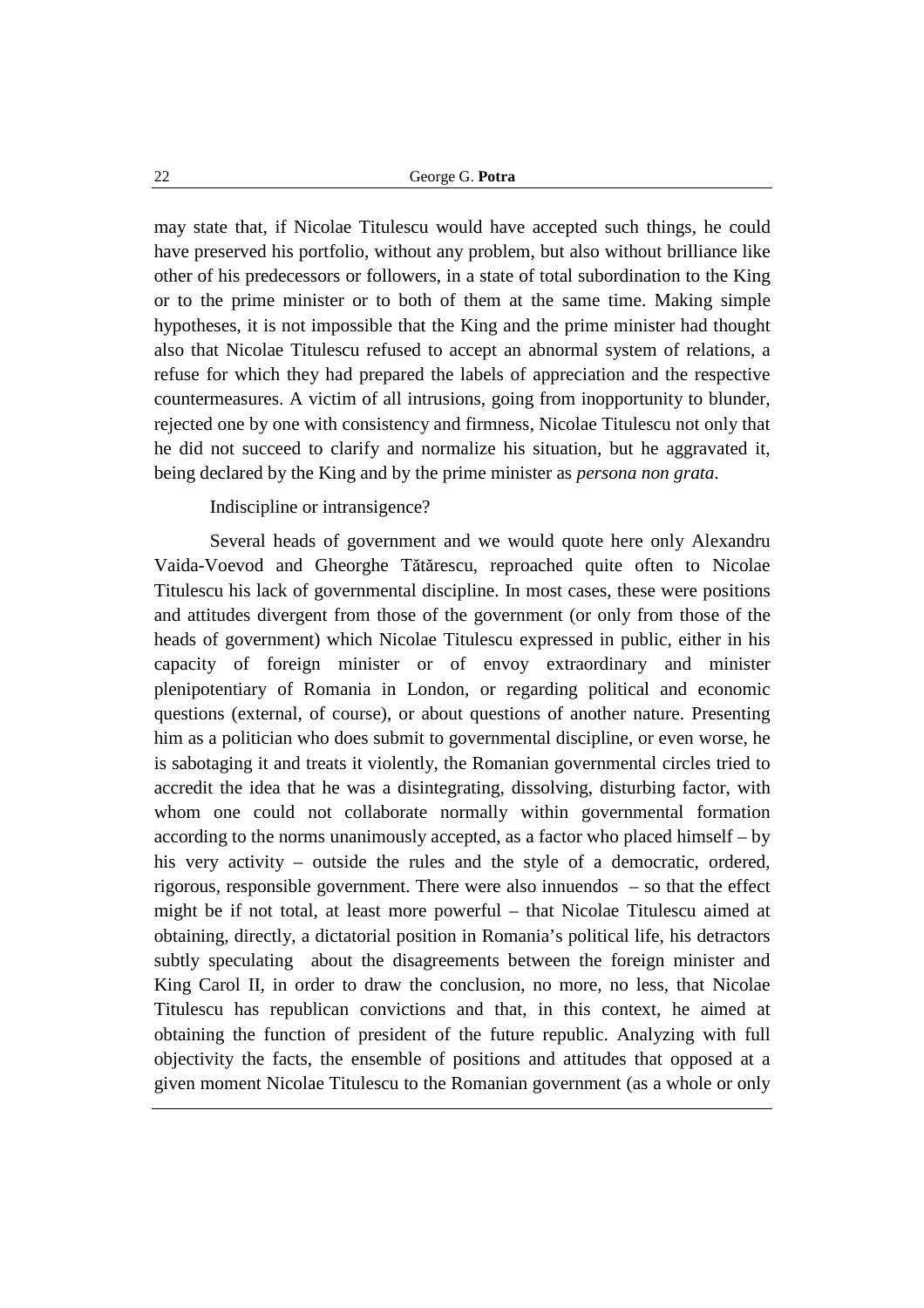may state that, if Nicolae Titulescu would have accepted such things, he could have preserved his portfolio, without any problem, but also without brilliance like other of his predecessors or followers, in a state of total subordination to the King or to the prime minister or to both of them at the same time. Making simple hypotheses, it is not impossible that the King and the prime minister had thought also that Nicolae Titulescu refused to accept an abnormal system of relations, a refuse for which they had prepared the labels of appreciation and the respective countermeasures. A victim of all intrusions, going from inopportunity to blunder, rejected one by one with consistency and firmness, Nicolae Titulescu not only that he did not succeed to clarify and normalize his situation, but he aggravated it, being declared by the King and by the prime minister as *persona non grata*.

Indiscipline or intransigence?

Several heads of government and we would quote here only Alexandru Vaida-Voevod and Gheorghe Tătărescu, reproached quite often to Nicolae Titulescu his lack of governmental discipline. In most cases, these were positions and attitudes divergent from those of the government (or only from those of the heads of government) which Nicolae Titulescu expressed in public, either in his capacity of foreign minister or of envoy extraordinary and minister plenipotentiary of Romania in London, or regarding political and economic questions (external, of course), or about questions of another nature. Presenting him as a politician who does submit to governmental discipline, or even worse, he is sabotaging it and treats it violently, the Romanian governmental circles tried to accredit the idea that he was a disintegrating, dissolving, disturbing factor, with whom one could not collaborate normally within governmental formation according to the norms unanimously accepted, as a factor who placed himself – by his very activity – outside the rules and the style of a democratic, ordered, rigorous, responsible government. There were also innuendos – so that the effect might be if not total, at least more powerful – that Nicolae Titulescu aimed at obtaining, directly, a dictatorial position in Romania's political life, his detractors subtly speculating about the disagreements between the foreign minister and King Carol II, in order to draw the conclusion, no more, no less, that Nicolae Titulescu has republican convictions and that, in this context, he aimed at obtaining the function of president of the future republic. Analyzing with full objectivity the facts, the ensemble of positions and attitudes that opposed at a given moment Nicolae Titulescu to the Romanian government (as a whole or only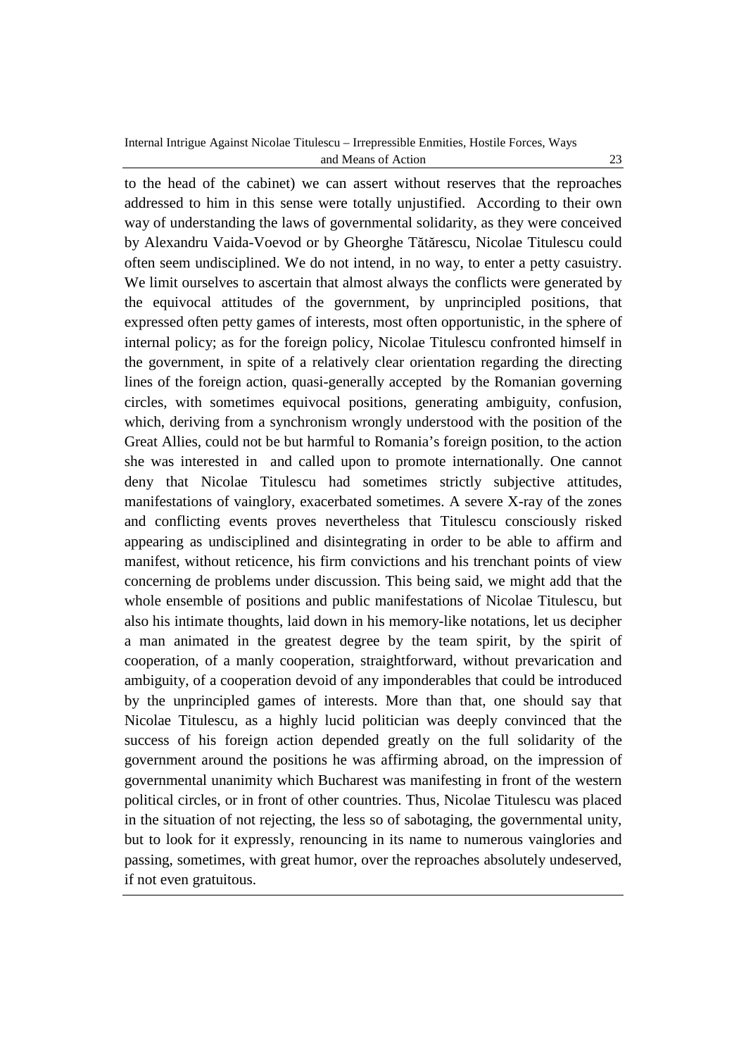to the head of the cabinet) we can assert without reserves that the reproaches addressed to him in this sense were totally unjustified. According to their own way of understanding the laws of governmental solidarity, as they were conceived by Alexandru Vaida-Voevod or by Gheorghe Tătărescu, Nicolae Titulescu could often seem undisciplined. We do not intend, in no way, to enter a petty casuistry. We limit ourselves to ascertain that almost always the conflicts were generated by the equivocal attitudes of the government, by unprincipled positions, that expressed often petty games of interests, most often opportunistic, in the sphere of internal policy; as for the foreign policy, Nicolae Titulescu confronted himself in the government, in spite of a relatively clear orientation regarding the directing lines of the foreign action, quasi-generally accepted by the Romanian governing circles, with sometimes equivocal positions, generating ambiguity, confusion, which, deriving from a synchronism wrongly understood with the position of the Great Allies, could not be but harmful to Romania's foreign position, to the action she was interested in and called upon to promote internationally. One cannot deny that Nicolae Titulescu had sometimes strictly subjective attitudes, manifestations of vainglory, exacerbated sometimes. A severe X-ray of the zones and conflicting events proves nevertheless that Titulescu consciously risked appearing as undisciplined and disintegrating in order to be able to affirm and manifest, without reticence, his firm convictions and his trenchant points of view concerning de problems under discussion. This being said, we might add that the whole ensemble of positions and public manifestations of Nicolae Titulescu, but also his intimate thoughts, laid down in his memory-like notations, let us decipher a man animated in the greatest degree by the team spirit, by the spirit of cooperation, of a manly cooperation, straightforward, without prevarication and ambiguity, of a cooperation devoid of any imponderables that could be introduced by the unprincipled games of interests. More than that, one should say that Nicolae Titulescu, as a highly lucid politician was deeply convinced that the success of his foreign action depended greatly on the full solidarity of the government around the positions he was affirming abroad, on the impression of governmental unanimity which Bucharest was manifesting in front of the western political circles, or in front of other countries. Thus, Nicolae Titulescu was placed in the situation of not rejecting, the less so of sabotaging, the governmental unity, but to look for it expressly, renouncing in its name to numerous vainglories and passing, sometimes, with great humor, over the reproaches absolutely undeserved, if not even gratuitous.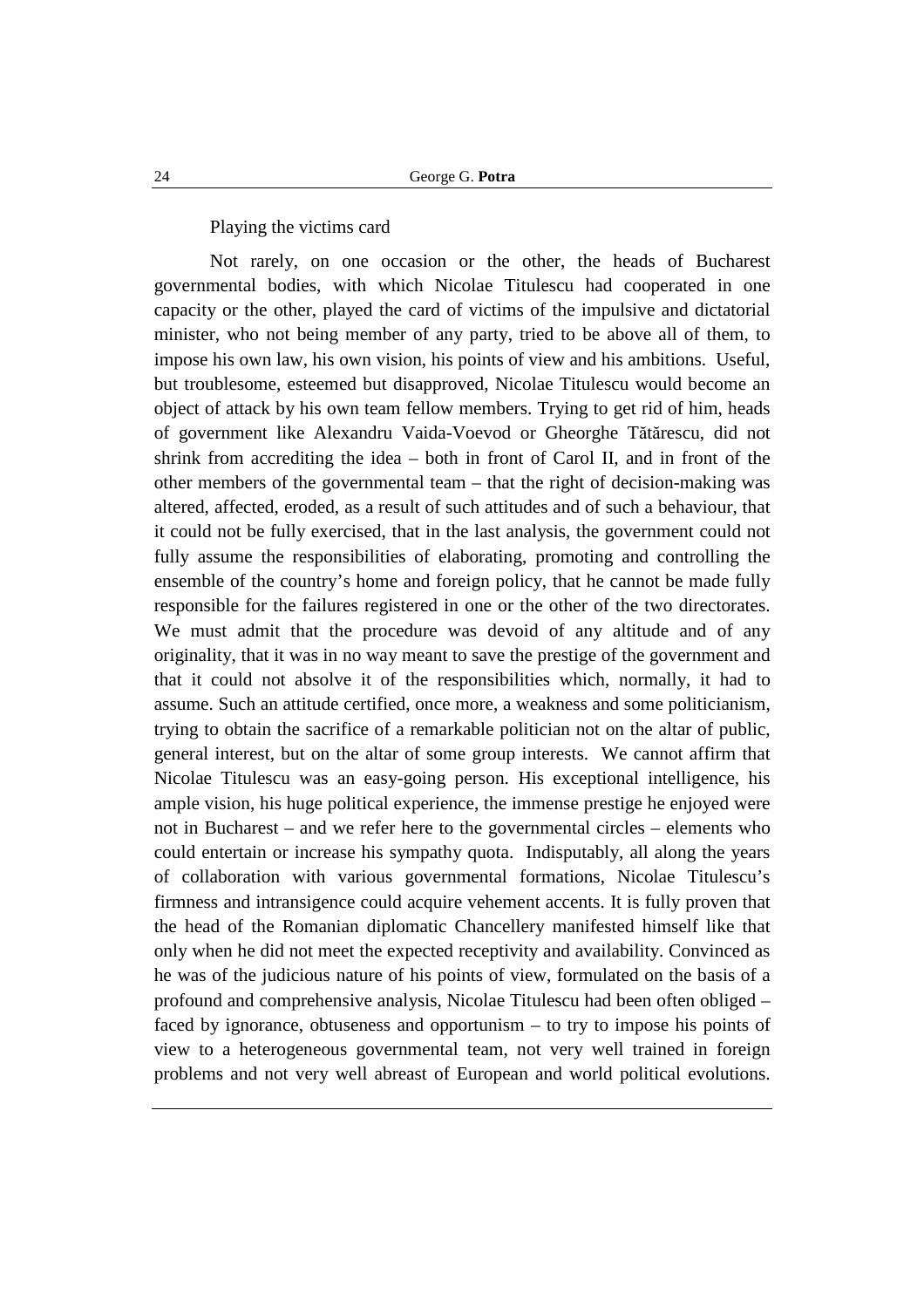Playing the victims card

Not rarely, on one occasion or the other, the heads of Bucharest governmental bodies, with which Nicolae Titulescu had cooperated in one capacity or the other, played the card of victims of the impulsive and dictatorial minister, who not being member of any party, tried to be above all of them, to impose his own law, his own vision, his points of view and his ambitions. Useful, but troublesome, esteemed but disapproved, Nicolae Titulescu would become an object of attack by his own team fellow members. Trying to get rid of him, heads of government like Alexandru Vaida-Voevod or Gheorghe Tătărescu, did not shrink from accrediting the idea – both in front of Carol II, and in front of the other members of the governmental team – that the right of decision-making was altered, affected, eroded, as a result of such attitudes and of such a behaviour, that it could not be fully exercised, that in the last analysis, the government could not fully assume the responsibilities of elaborating, promoting and controlling the ensemble of the country's home and foreign policy, that he cannot be made fully responsible for the failures registered in one or the other of the two directorates. We must admit that the procedure was devoid of any altitude and of any originality, that it was in no way meant to save the prestige of the government and that it could not absolve it of the responsibilities which, normally, it had to assume. Such an attitude certified, once more, a weakness and some politicianism, trying to obtain the sacrifice of a remarkable politician not on the altar of public, general interest, but on the altar of some group interests. We cannot affirm that Nicolae Titulescu was an easy-going person. His exceptional intelligence, his ample vision, his huge political experience, the immense prestige he enjoyed were not in Bucharest – and we refer here to the governmental circles – elements who could entertain or increase his sympathy quota. Indisputably, all along the years of collaboration with various governmental formations, Nicolae Titulescu's firmness and intransigence could acquire vehement accents. It is fully proven that the head of the Romanian diplomatic Chancellery manifested himself like that only when he did not meet the expected receptivity and availability. Convinced as he was of the judicious nature of his points of view, formulated on the basis of a profound and comprehensive analysis, Nicolae Titulescu had been often obliged – faced by ignorance, obtuseness and opportunism – to try to impose his points of view to a heterogeneous governmental team, not very well trained in foreign problems and not very well abreast of European and world political evolutions.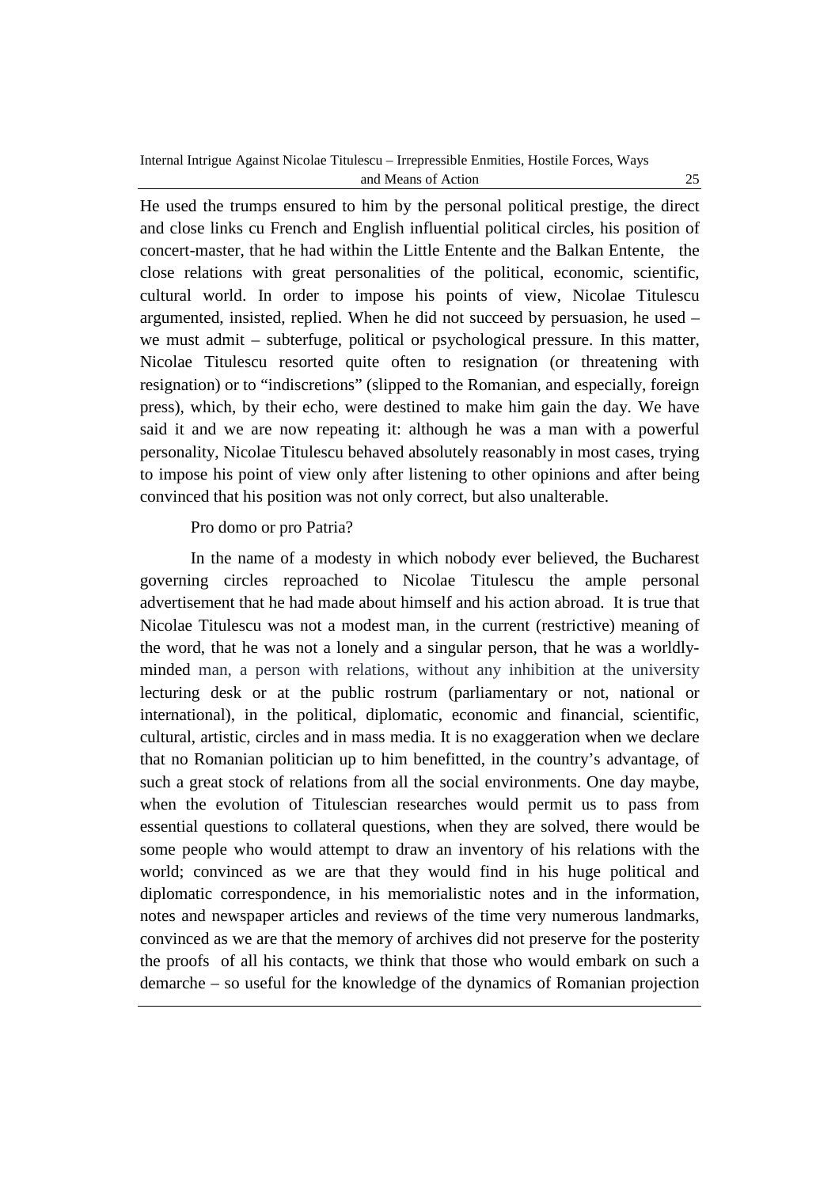He used the trumps ensured to him by the personal political prestige, the direct and close links cu French and English influential political circles, his position of concert-master, that he had within the Little Entente and the Balkan Entente, the close relations with great personalities of the political, economic, scientific, cultural world. In order to impose his points of view, Nicolae Titulescu argumented, insisted, replied. When he did not succeed by persuasion, he used – we must admit – subterfuge, political or psychological pressure. In this matter, Nicolae Titulescu resorted quite often to resignation (or threatening with resignation) or to "indiscretions" (slipped to the Romanian, and especially, foreign press), which, by their echo, were destined to make him gain the day. We have said it and we are now repeating it: although he was a man with a powerful personality, Nicolae Titulescu behaved absolutely reasonably in most cases, trying to impose his point of view only after listening to other opinions and after being convinced that his position was not only correct, but also unalterable.

Pro domo or pro Patria?

In the name of a modesty in which nobody ever believed, the Bucharest governing circles reproached to Nicolae Titulescu the ample personal advertisement that he had made about himself and his action abroad. It is true that Nicolae Titulescu was not a modest man, in the current (restrictive) meaning of the word, that he was not a lonely and a singular person, that he was a worldly-minded man, a person with relations, without any inhibition at the university lecturing desk or at the public rostrum (parliamentary or not, national or international), in the political, diplomatic, economic and financial, scientific, cultural, artistic, circles and in mass media. It is no exaggeration when we declare that no Romanian politician up to him benefitted, in the country's advantage, of such a great stock of relations from all the social environments. One day maybe, when the evolution of Titulescian researches would permit us to pass from essential questions to collateral questions, when they are solved, there would be some people who would attempt to draw an inventory of his relations with the world; convinced as we are that they would find in his huge political and diplomatic correspondence, in his memorialistic notes and in the information, notes and newspaper articles and reviews of the time very numerous landmarks, convinced as we are that the memory of archives did not preserve for the posterity the proofs of all his contacts, we think that those who would embark on such a demarche – so useful for the knowledge of the dynamics of Romanian projection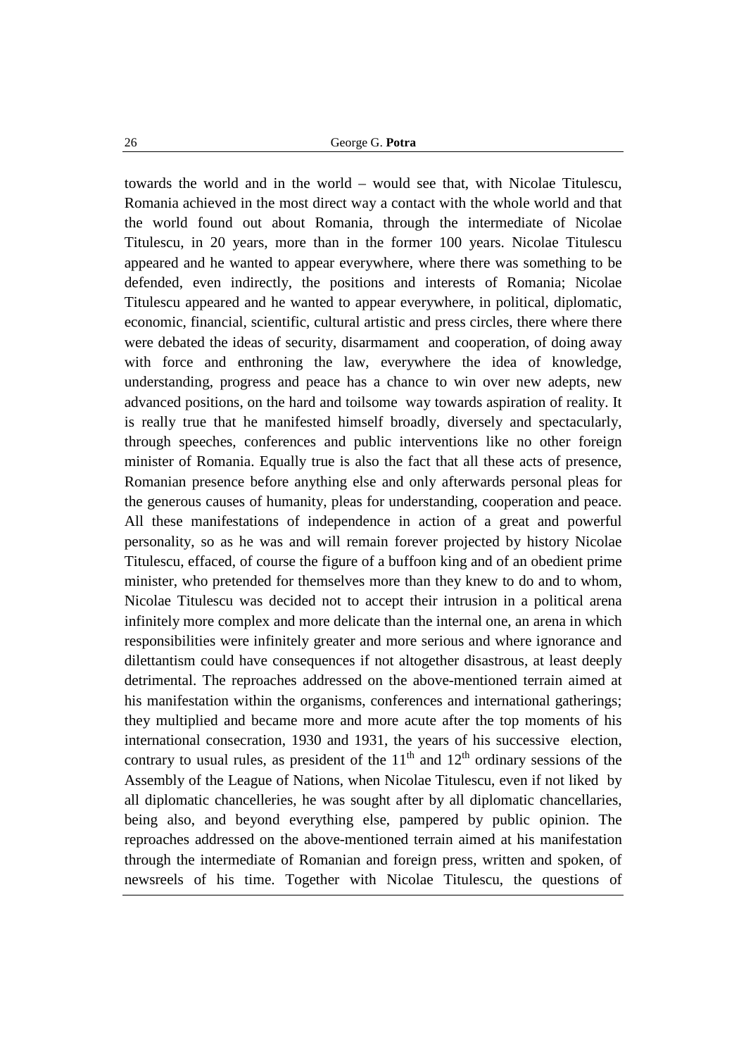towards the world and in the world – would see that, with Nicolae Titulescu, Romania achieved in the most direct way a contact with the whole world and that the world found out about Romania, through the intermediate of Nicolae Titulescu, in 20 years, more than in the former 100 years. Nicolae Titulescu appeared and he wanted to appear everywhere, where there was something to be defended, even indirectly, the positions and interests of Romania; Nicolae Titulescu appeared and he wanted to appear everywhere, in political, diplomatic, economic, financial, scientific, cultural artistic and press circles, there where there were debated the ideas of security, disarmament and cooperation, of doing away with force and enthroning the law, everywhere the idea of knowledge, understanding, progress and peace has a chance to win over new adepts, new advanced positions, on the hard and toilsome way towards aspiration of reality. It is really true that he manifested himself broadly, diversely and spectacularly, through speeches, conferences and public interventions like no other foreign minister of Romania. Equally true is also the fact that all these acts of presence, Romanian presence before anything else and only afterwards personal pleas for the generous causes of humanity, pleas for understanding, cooperation and peace. All these manifestations of independence in action of a great and powerful personality, so as he was and will remain forever projected by history Nicolae Titulescu, effaced, of course the figure of a buffoon king and of an obedient prime minister, who pretended for themselves more than they knew to do and to whom, Nicolae Titulescu was decided not to accept their intrusion in a political arena infinitely more complex and more delicate than the internal one, an arena in which responsibilities were infinitely greater and more serious and where ignorance and dilettantism could have consequences if not altogether disastrous, at least deeply detrimental. The reproaches addressed on the above-mentioned terrain aimed at his manifestation within the organisms, conferences and international gatherings; they multiplied and became more and more acute after the top moments of his international consecration, 1930 and 1931, the years of his successive election, contrary to usual rules, as president of the 11th and 12th ordinary sessions of the Assembly of the League of Nations, when Nicolae Titulescu, even if not liked by all diplomatic chancelleries, he was sought after by all diplomatic chancellaries, being also, and beyond everything else, pampered by public opinion. The reproaches addressed on the above-mentioned terrain aimed at his manifestation through the intermediate of Romanian and foreign press, written and spoken, of newsreels of his time. Together with Nicolae Titulescu, the questions of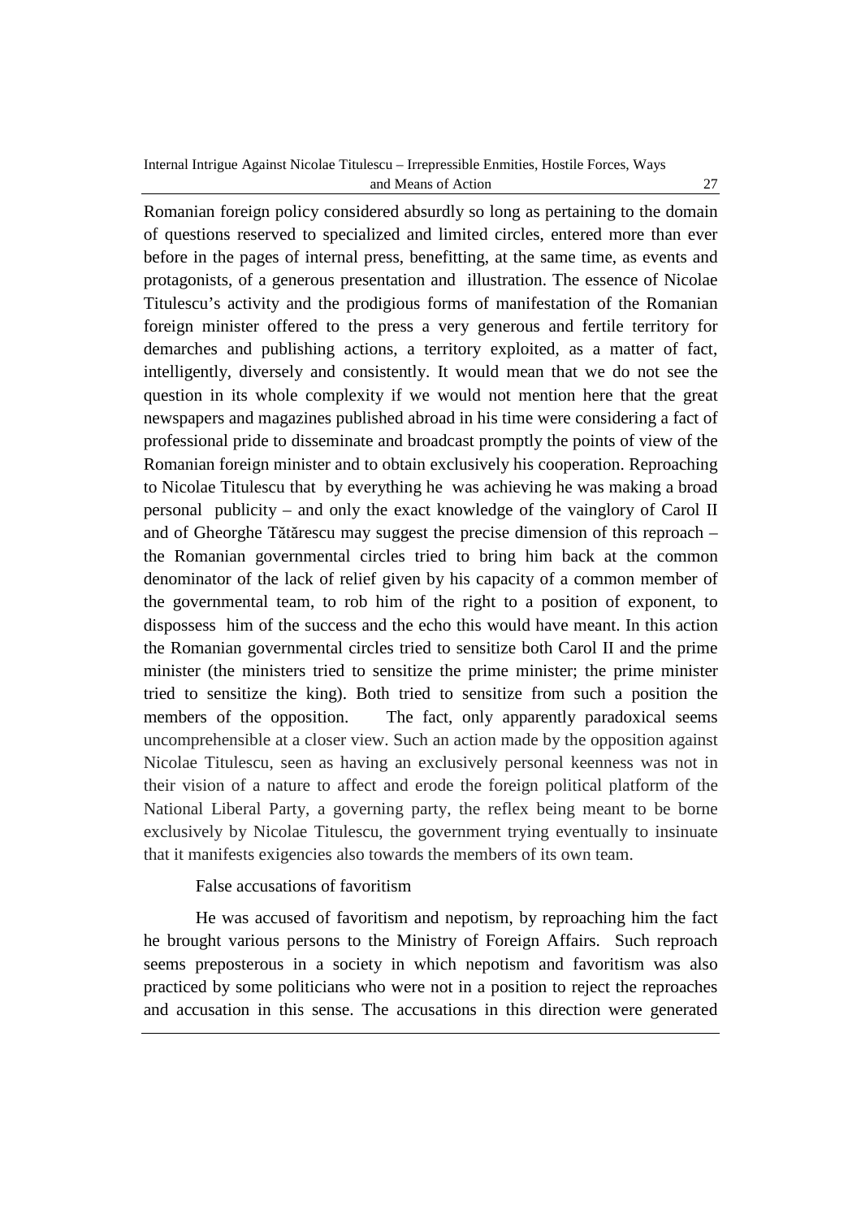Romanian foreign policy considered absurdly so long as pertaining to the domain of questions reserved to specialized and limited circles, entered more than ever before in the pages of internal press, benefitting, at the same time, as events and protagonists, of a generous presentation and illustration. The essence of Nicolae Titulescu's activity and the prodigious forms of manifestation of the Romanian foreign minister offered to the press a very generous and fertile territory for demarches and publishing actions, a territory exploited, as a matter of fact, intelligently, diversely and consistently. It would mean that we do not see the question in its whole complexity if we would not mention here that the great newspapers and magazines published abroad in his time were considering a fact of professional pride to disseminate and broadcast promptly the points of view of the Romanian foreign minister and to obtain exclusively his cooperation. Reproaching to Nicolae Titulescu that by everything he was achieving he was making a broad personal publicity – and only the exact knowledge of the vainglory of Carol II and of Gheorghe Tătărescu may suggest the precise dimension of this reproach – the Romanian governmental circles tried to bring him back at the common denominator of the lack of relief given by his capacity of a common member of the governmental team, to rob him of the right to a position of exponent, to dispossess him of the success and the echo this would have meant. In this action the Romanian governmental circles tried to sensitize both Carol II and the prime minister (the ministers tried to sensitize the prime minister; the prime minister tried to sensitize the king). Both tried to sensitize from such a position the members of the opposition. The fact, only apparently paradoxical seems uncomprehensible at a closer view. Such an action made by the opposition against Nicolae Titulescu, seen as having an exclusively personal keenness was not in their vision of a nature to affect and erode the foreign political platform of the National Liberal Party, a governing party, the reflex being meant to be borne exclusively by Nicolae Titulescu, the government trying eventually to insinuate that it manifests exigencies also towards the members of its own team.

False accusations of favoritism

He was accused of favoritism and nepotism, by reproaching him the fact he brought various persons to the Ministry of Foreign Affairs. Such reproach seems preposterous in a society in which nepotism and favoritism was also practiced by some politicians who were not in a position to reject the reproaches and accusation in this sense. The accusations in this direction were generated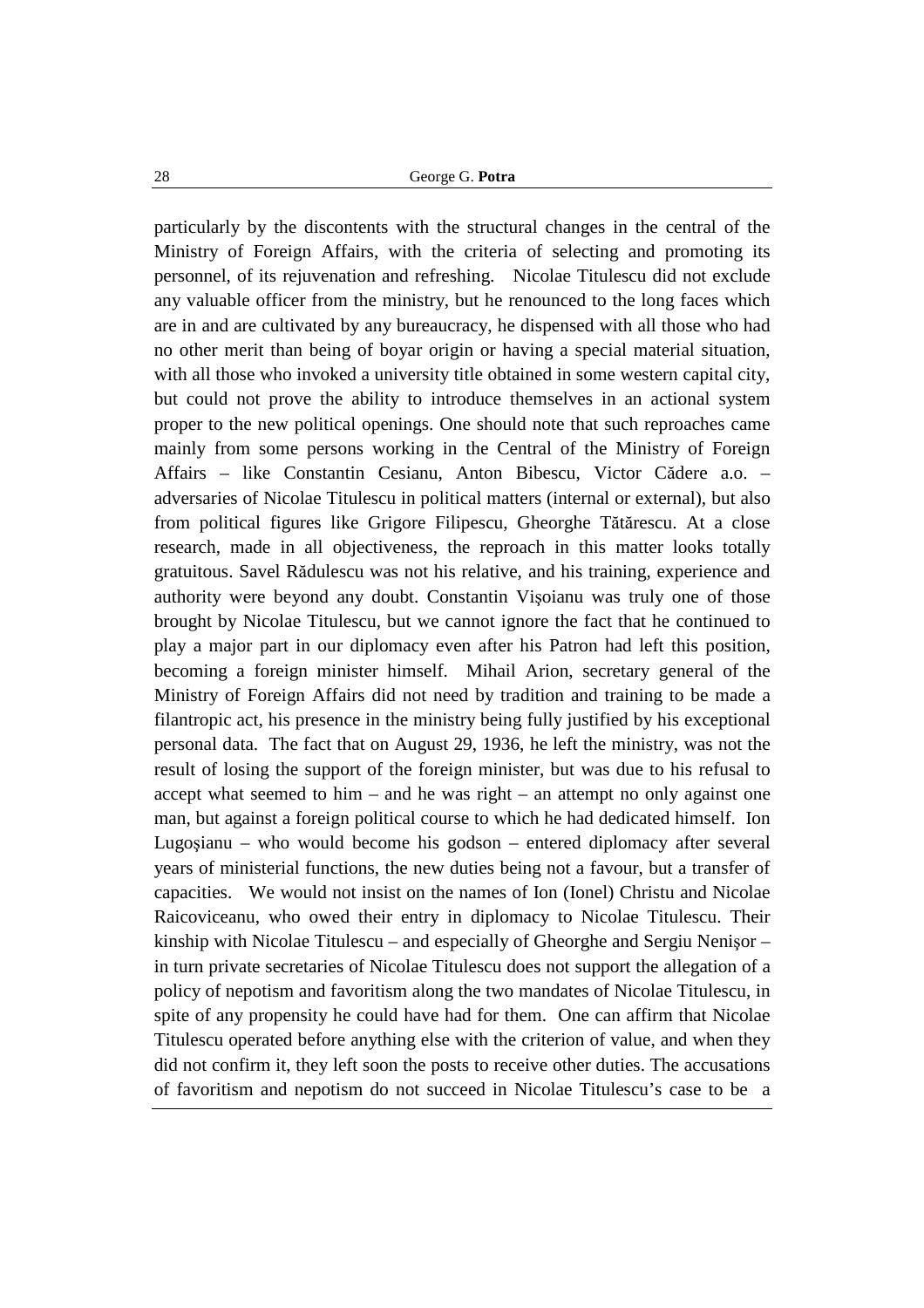particularly by the discontents with the structural changes in the central of the Ministry of Foreign Affairs, with the criteria of selecting and promoting its personnel, of its rejuvenation and refreshing. Nicolae Titulescu did not exclude any valuable officer from the ministry, but he renounced to the long faces which are in and are cultivated by any bureaucracy, he dispensed with all those who had no other merit than being of boyar origin or having a special material situation, with all those who invoked a university title obtained in some western capital city, but could not prove the ability to introduce themselves in an actional system proper to the new political openings. One should note that such reproaches came mainly from some persons working in the Central of the Ministry of Foreign Affairs – like Constantin Cesianu, Anton Bibescu, Victor Cădere a.o. – adversaries of Nicolae Titulescu in political matters (internal or external), but also from political figures like Grigore Filipescu, Gheorghe Tătărescu. At a close research, made in all objectiveness, the reproach in this matter looks totally gratuitous. Savel Rădulescu was not his relative, and his training, experience and authority were beyond any doubt. Constantin Vișoianu was truly one of those brought by Nicolae Titulescu, but we cannot ignore the fact that he continued to play a major part in our diplomacy even after his Patron had left this position, becoming a foreign minister himself. Mihail Arion, secretary general of the Ministry of Foreign Affairs did not need by tradition and training to be made a filantropic act, his presence in the ministry being fully justified by his exceptional personal data. The fact that on August 29, 1936, he left the ministry, was not the result of losing the support of the foreign minister, but was due to his refusal to accept what seemed to him – and he was right – an attempt no only against one man, but against a foreign political course to which he had dedicated himself. Ion Lugoșianu – who would become his godson – entered diplomacy after several years of ministerial functions, the new duties being not a favour, but a transfer of capacities. We would not insist on the names of Ion (Ionel) Christu and Nicolae Raicoviceanu, who owed their entry in diplomacy to Nicolae Titulescu. Their kinship with Nicolae Titulescu – and especially of Gheorghe and Sergiu Nenișor – in turn private secretaries of Nicolae Titulescu does not support the allegation of a policy of nepotism and favoritism along the two mandates of Nicolae Titulescu, in spite of any propensity he could have had for them. One can affirm that Nicolae Titulescu operated before anything else with the criterion of value, and when they did not confirm it, they left soon the posts to receive other duties. The accusations of favoritism and nepotism do not succeed in Nicolae Titulescu's case to be a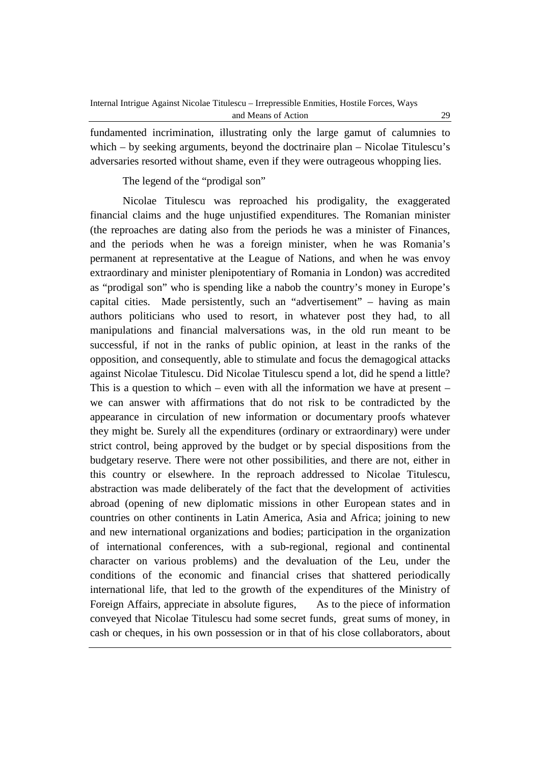fundamented incrimination, illustrating only the large gamut of calumnies to which – by seeking arguments, beyond the doctrinaire plan – Nicolae Titulescu's adversaries resorted without shame, even if they were outrageous whopping lies.

The legend of the "prodigal son"

Nicolae Titulescu was reproached his prodigality, the exaggerated financial claims and the huge unjustified expenditures. The Romanian minister (the reproaches are dating also from the periods he was a minister of Finances, and the periods when he was a foreign minister, when he was Romania's permanent at representative at the League of Nations, and when he was envoy extraordinary and minister plenipotentiary of Romania in London) was accredited as "prodigal son" who is spending like a nabob the country's money in Europe's capital cities. Made persistently, such an "advertisement" – having as main authors politicians who used to resort, in whatever post they had, to all manipulations and financial malversations was, in the old run meant to be successful, if not in the ranks of public opinion, at least in the ranks of the opposition, and consequently, able to stimulate and focus the demagogical attacks against Nicolae Titulescu. Did Nicolae Titulescu spend a lot, did he spend a little? This is a question to which – even with all the information we have at present – we can answer with affirmations that do not risk to be contradicted by the appearance in circulation of new information or documentary proofs whatever they might be. Surely all the expenditures (ordinary or extraordinary) were under strict control, being approved by the budget or by special dispositions from the budgetary reserve. There were not other possibilities, and there are not, either in this country or elsewhere. In the reproach addressed to Nicolae Titulescu, abstraction was made deliberately of the fact that the development of activities abroad (opening of new diplomatic missions in other European states and in countries on other continents in Latin America, Asia and Africa; joining to new and new international organizations and bodies; participation in the organization of international conferences, with a sub-regional, regional and continental character on various problems) and the devaluation of the Leu, under the conditions of the economic and financial crises that shattered periodically international life, that led to the growth of the expenditures of the Ministry of Foreign Affairs, appreciate in absolute figures, As to the piece of information conveyed that Nicolae Titulescu had some secret funds, great sums of money, in cash or cheques, in his own possession or in that of his close collaborators, about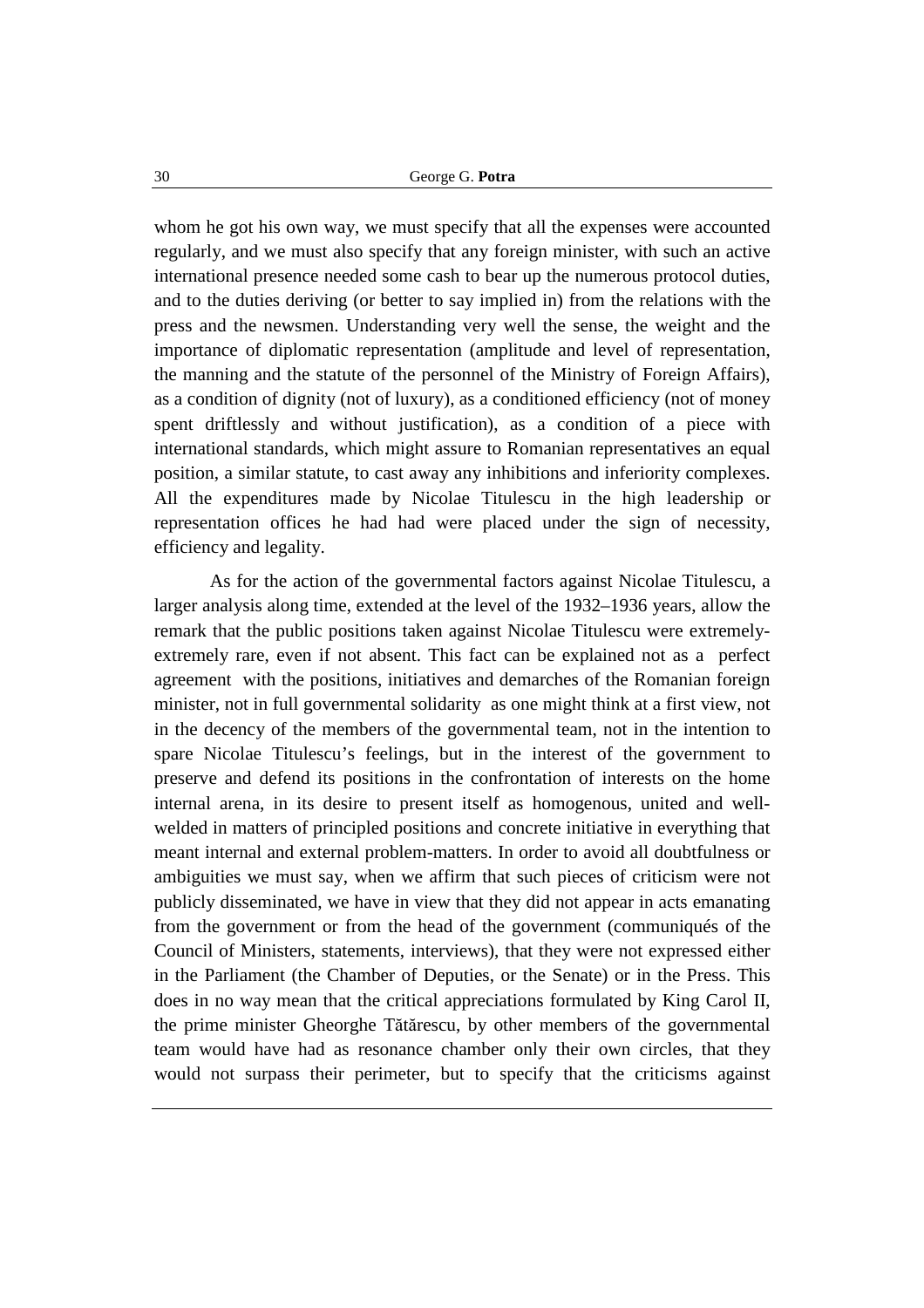whom he got his own way, we must specify that all the expenses were accounted regularly, and we must also specify that any foreign minister, with such an active international presence needed some cash to bear up the numerous protocol duties, and to the duties deriving (or better to say implied in) from the relations with the press and the newsmen. Understanding very well the sense, the weight and the importance of diplomatic representation (amplitude and level of representation, the manning and the statute of the personnel of the Ministry of Foreign Affairs), as a condition of dignity (not of luxury), as a conditioned efficiency (not of money spent driftlessly and without justification), as a condition of a piece with international standards, which might assure to Romanian representatives an equal position, a similar statute, to cast away any inhibitions and inferiority complexes. All the expenditures made by Nicolae Titulescu in the high leadership or representation offices he had had were placed under the sign of necessity, efficiency and legality.

As for the action of the governmental factors against Nicolae Titulescu, a larger analysis along time, extended at the level of the 1932–1936 years, allow the remark that the public positions taken against Nicolae Titulescu were extremely-extremely rare, even if not absent. This fact can be explained not as a perfect agreement with the positions, initiatives and demarches of the Romanian foreign minister, not in full governmental solidarity as one might think at a first view, not in the decency of the members of the governmental team, not in the intention to spare Nicolae Titulescu's feelings, but in the interest of the government to preserve and defend its positions in the confrontation of interests on the home internal arena, in its desire to present itself as homogenous, united and well-welded in matters of principled positions and concrete initiative in everything that meant internal and external problem-matters. In order to avoid all doubtfulness or ambiguities we must say, when we affirm that such pieces of criticism were not publicly disseminated, we have in view that they did not appear in acts emanating from the government or from the head of the government (communiqués of the Council of Ministers, statements, interviews), that they were not expressed either in the Parliament (the Chamber of Deputies, or the Senate) or in the Press. This does in no way mean that the critical appreciations formulated by King Carol II, the prime minister Gheorghe Tătărescu, by other members of the governmental team would have had as resonance chamber only their own circles, that they would not surpass their perimeter, but to specify that the criticisms against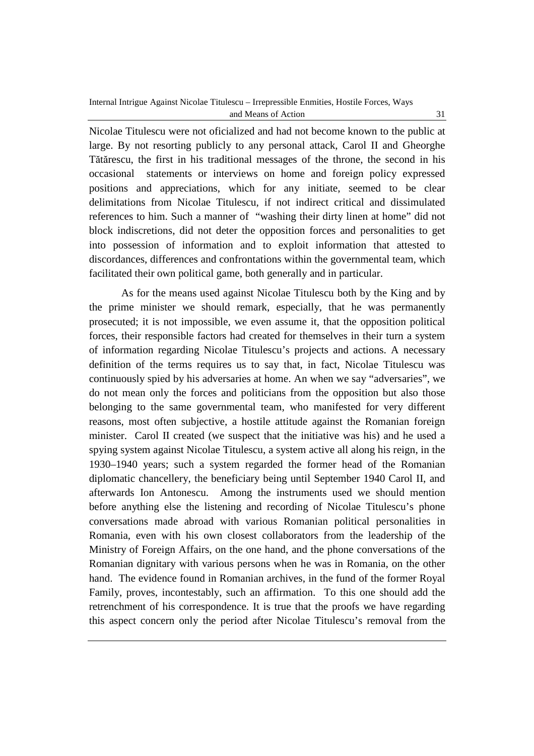Nicolae Titulescu were not oficialized and had not become known to the public at large. By not resorting publicly to any personal attack, Carol II and Gheorghe Tătărescu, the first in his traditional messages of the throne, the second in his occasional statements or interviews on home and foreign policy expressed positions and appreciations, which for any initiate, seemed to be clear delimitations from Nicolae Titulescu, if not indirect critical and dissimulated references to him. Such a manner of "washing their dirty linen at home" did not block indiscretions, did not deter the opposition forces and personalities to get into possession of information and to exploit information that attested to discordances, differences and confrontations within the governmental team, which facilitated their own political game, both generally and in particular.

As for the means used against Nicolae Titulescu both by the King and by the prime minister we should remark, especially, that he was permanently prosecuted; it is not impossible, we even assume it, that the opposition political forces, their responsible factors had created for themselves in their turn a system of information regarding Nicolae Titulescu's projects and actions. A necessary definition of the terms requires us to say that, in fact, Nicolae Titulescu was continuously spied by his adversaries at home. An when we say "adversaries", we do not mean only the forces and politicians from the opposition but also those belonging to the same governmental team, who manifested for very different reasons, most often subjective, a hostile attitude against the Romanian foreign minister. Carol II created (we suspect that the initiative was his) and he used a spying system against Nicolae Titulescu, a system active all along his reign, in the 1930–1940 years; such a system regarded the former head of the Romanian diplomatic chancellery, the beneficiary being until September 1940 Carol II, and afterwards Ion Antonescu. Among the instruments used we should mention before anything else the listening and recording of Nicolae Titulescu's phone conversations made abroad with various Romanian political personalities in Romania, even with his own closest collaborators from the leadership of the Ministry of Foreign Affairs, on the one hand, and the phone conversations of the Romanian dignitary with various persons when he was in Romania, on the other hand. The evidence found in Romanian archives, in the fund of the former Royal Family, proves, incontestably, such an affirmation. To this one should add the retrenchment of his correspondence. It is true that the proofs we have regarding this aspect concern only the period after Nicolae Titulescu's removal from the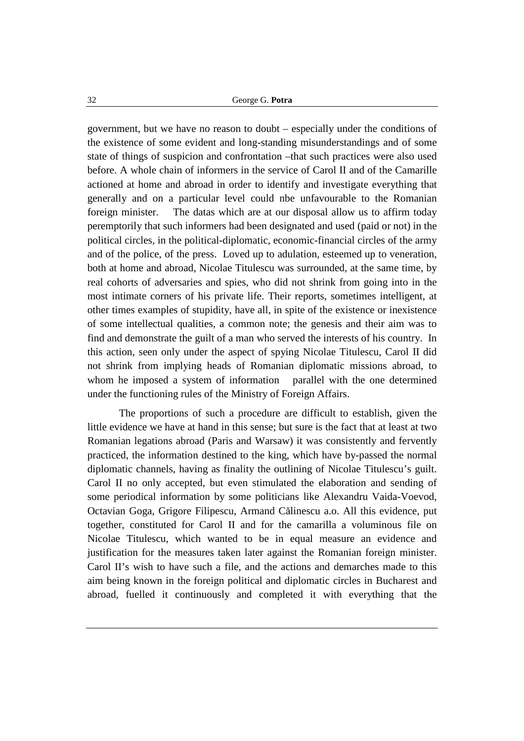government, but we have no reason to doubt – especially under the conditions of the existence of some evident and long-standing misunderstandings and of some state of things of suspicion and confrontation –that such practices were also used before. A whole chain of informers in the service of Carol II and of the Camarille actioned at home and abroad in order to identify and investigate everything that generally and on a particular level could nbe unfavourable to the Romanian foreign minister. The datas which are at our disposal allow us to affirm today peremptorily that such informers had been designated and used (paid or not) in the political circles, in the political-diplomatic, economic-financial circles of the army and of the police, of the press. Loved up to adulation, esteemed up to veneration, both at home and abroad, Nicolae Titulescu was surrounded, at the same time, by real cohorts of adversaries and spies, who did not shrink from going into in the most intimate corners of his private life. Their reports, sometimes intelligent, at other times examples of stupidity, have all, in spite of the existence or inexistence of some intellectual qualities, a common note; the genesis and their aim was to find and demonstrate the guilt of a man who served the interests of his country. In this action, seen only under the aspect of spying Nicolae Titulescu, Carol II did not shrink from implying heads of Romanian diplomatic missions abroad, to whom he imposed a system of information parallel with the one determined under the functioning rules of the Ministry of Foreign Affairs.

The proportions of such a procedure are difficult to establish, given the little evidence we have at hand in this sense; but sure is the fact that at least at two Romanian legations abroad (Paris and Warsaw) it was consistently and fervently practiced, the information destined to the king, which have by-passed the normal diplomatic channels, having as finality the outlining of Nicolae Titulescu's guilt. Carol II no only accepted, but even stimulated the elaboration and sending of some periodical information by some politicians like Alexandru Vaida-Voevod, Octavian Goga, Grigore Filipescu, Armand Călinescu a.o. All this evidence, put together, constituted for Carol II and for the camarilla a voluminous file on Nicolae Titulescu, which wanted to be in equal measure an evidence and justification for the measures taken later against the Romanian foreign minister. Carol II's wish to have such a file, and the actions and demarches made to this aim being known in the foreign political and diplomatic circles in Bucharest and abroad, fuelled it continuously and completed it with everything that the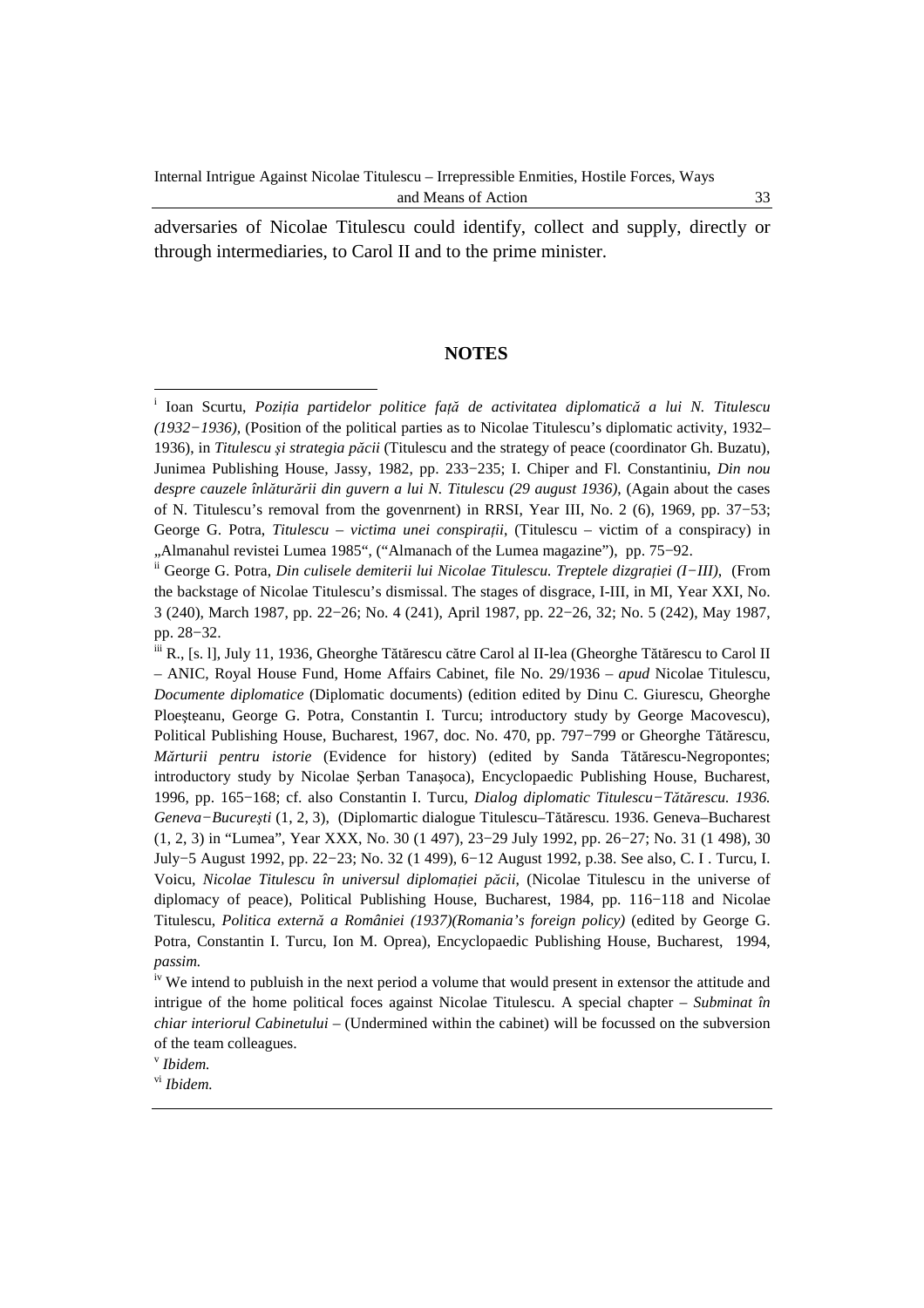adversaries of Nicolae Titulescu could identify, collect and supply, directly or through intermediaries, to Carol II and to the prime minister.

## NOTES

[i] Ioan Scurtu, *Poziția partidelor politice față de activitatea diplomatică a lui N. Titulescu (1932−1936),* (Position of the political parties as to Nicolae Titulescu's diplomatic activity, 1932–1936), in *Titulescu și strategia păcii* (Titulescu and the strategy of peace (coordinator Gh. Buzatu), Junimea Publishing House, Jassy, 1982, pp. 233−235; I. Chiper and Fl. Constantiniu, *Din nou despre cauzele înlăturării din guvern a lui N. Titulescu (29 august 1936),* (Again about the cases of N. Titulescu's removal from the govenrnent) in RRSI, Year III, No. 2 (6), 1969, pp. 37−53; George G. Potra, *Titulescu – victima unei conspirații,* (Titulescu – victim of a conspiracy) in „Almanahul revistei Lumea 1985", ("Almanach of the Lumea magazine"), pp. 75−92.

[ii] George G. Potra, *Din culisele demiterii lui Nicolae Titulescu. Treptele dizgrației (I−III),* (From the backstage of Nicolae Titulescu's dismissal. The stages of disgrace, I-III, in MI, Year XXI, No. 3 (240), March 1987, pp. 22−26; No. 4 (241), April 1987, pp. 22−26, 32; No. 5 (242), May 1987, pp. 28−32.

[iii] R., [s. l], July 11, 1936, Gheorghe Tătărescu către Carol al II-lea (Gheorghe Tătărescu to Carol II – ANIC, Royal House Fund, Home Affairs Cabinet, file No. 29/1936 – *apud* Nicolae Titulescu, *Documente diplomatice* (Diplomatic documents) (edition edited by Dinu C. Giurescu, Gheorghe Ploeșteanu, George G. Potra, Constantin I. Turcu; introductory study by George Macovescu), Political Publishing House, Bucharest, 1967, doc. No. 470, pp. 797−799 or Gheorghe Tătărescu, *Mărturii pentru istorie* (Evidence for history) (edited by Sanda Tătărescu-Negropontes; introductory study by Nicolae Şerban Tanaşoca), Encyclopaedic Publishing House, Bucharest, 1996, pp. 165−168; cf. also Constantin I. Turcu, *Dialog diplomatic Titulescu−Tătărescu. 1936. Geneva−București* (1, 2, 3), (Diplomartic dialogue Titulescu–Tătărescu. 1936. Geneva–Bucharest (1, 2, 3) in "Lumea", Year XXX, No. 30 (1 497), 23−29 July 1992, pp. 26−27; No. 31 (1 498), 30 July−5 August 1992, pp. 22−23; No. 32 (1 499), 6−12 August 1992, p.38. See also, C. I . Turcu, I. Voicu, *Nicolae Titulescu în universul diplomației păcii,* (Nicolae Titulescu in the universe of diplomacy of peace), Political Publishing House, Bucharest, 1984, pp. 116−118 and Nicolae Titulescu, *Politica externă a României (1937)(Romania's foreign policy)* (edited by George G. Potra, Constantin I. Turcu, Ion M. Oprea), Encyclopaedic Publishing House, Bucharest, 1994, *passim.*

[iv] We intend to publuish in the next period a volume that would present in extensor the attitude and intrigue of the home political foces against Nicolae Titulescu. A special chapter – *Subminat în chiar interiorul Cabinetului* – (Undermined within the cabinet) will be focussed on the subversion of the team colleagues.

[v] *Ibidem.*

[vi] *Ibidem.*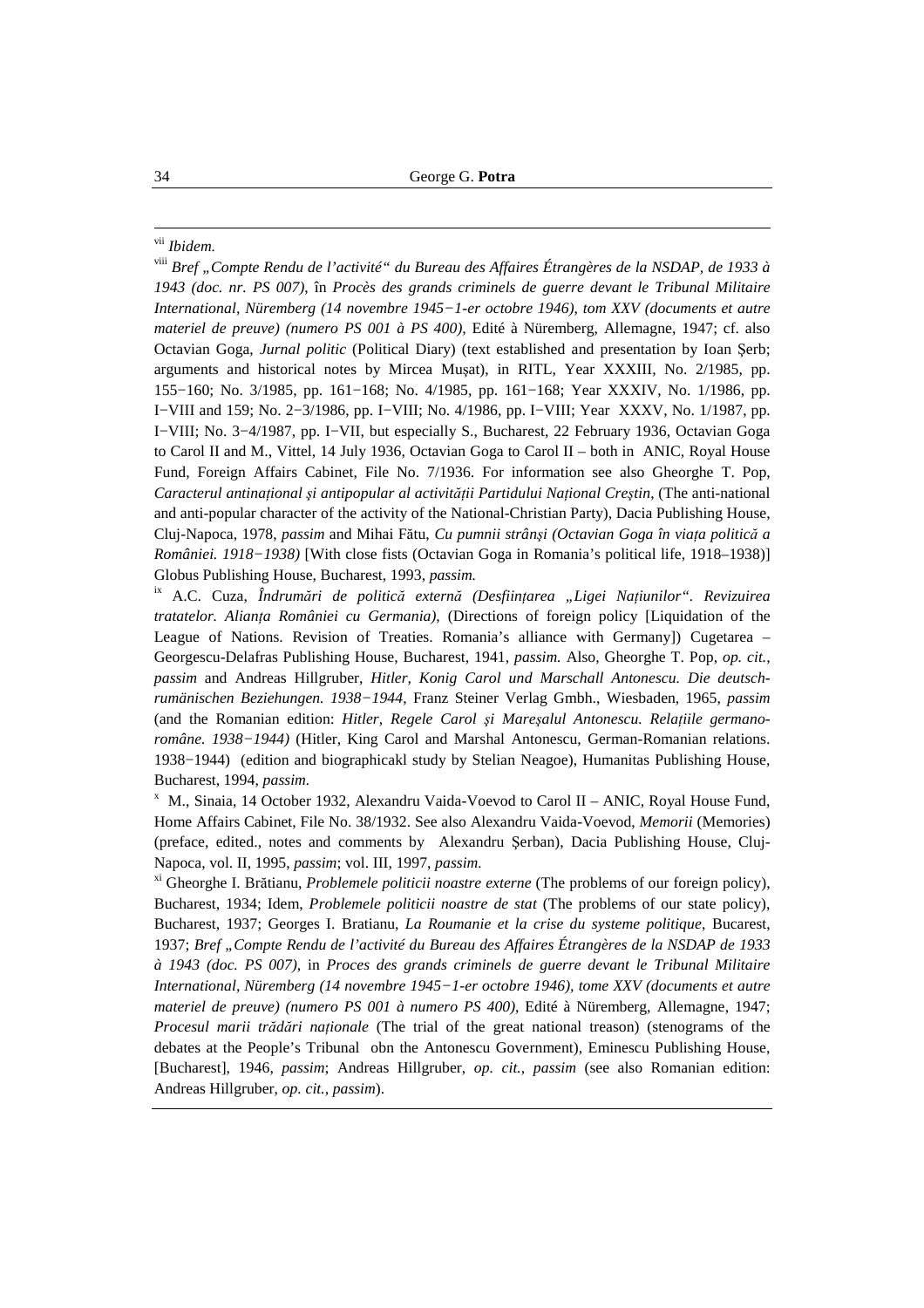[vii] *Ibidem.*

[viii] *Bref „Compte Rendu de l'activité" du Bureau des Affaires Étrangères de la NSDAP, de 1933 à 1943 (doc. nr. PS 007),* în *Procès des grands criminels de guerre devant le Tribunal Militaire International, Nüremberg (14 novembre 1945−1-er octobre 1946), tom XXV (documents et autre materiel de preuve) (numero PS 001 à PS 400),* Edité à Nüremberg, Allemagne, 1947; cf. also Octavian Goga, *Jurnal politic* (Political Diary) (text established and presentation by Ioan Şerb; arguments and historical notes by Mircea Muşat), in RITL, Year XXXIII, No. 2/1985, pp. 155−160; No. 3/1985, pp. 161−168; No. 4/1985, pp. 161−168; Year XXXIV, No. 1/1986, pp. I−VIII and 159; No. 2−3/1986, pp. I−VIII; No. 4/1986, pp. I−VIII; Year XXXV, No. 1/1987, pp. I−VIII; No. 3−4/1987, pp. I−VII, but especially S., Bucharest, 22 February 1936, Octavian Goga to Carol II and M., Vittel, 14 July 1936, Octavian Goga to Carol II – both in ANIC, Royal House Fund, Foreign Affairs Cabinet, File No. 7/1936. For information see also Gheorghe T. Pop, *Caracterul antinaţional şi antipopular al activităţii Partidului Naţional Creştin*, (The anti-national and anti-popular character of the activity of the National-Christian Party), Dacia Publishing House, Cluj-Napoca, 1978, *passim* and Mihai Fătu, *Cu pumnii strânşi (Octavian Goga în viaţa politică a României. 1918−1938)* [With close fists (Octavian Goga in Romania's political life, 1918–1938)] Globus Publishing House, Bucharest, 1993, *passim.*

[ix] A.C. Cuza, *Îndrumări de politică externă (Desfiinţarea „Ligei Naţiunilor". Revizuirea tratatelor. Alianţa României cu Germania),* (Directions of foreign policy [Liquidation of the League of Nations. Revision of Treaties. Romania's alliance with Germany]) Cugetarea – Georgescu-Delafras Publishing House, Bucharest, 1941, *passim.* Also, Gheorghe T. Pop, *op. cit., passim* and Andreas Hillgruber, *Hitler, Konig Carol und Marschall Antonescu. Die deutsch-rumänischen Beziehungen. 1938−1944*, Franz Steiner Verlag Gmbh., Wiesbaden, 1965, *passim* (and the Romanian edition: *Hitler, Regele Carol şi Mareşalul Antonescu. Relaţiile germano-române. 1938−1944)* (Hitler, King Carol and Marshal Antonescu, German-Romanian relations. 1938−1944) (edition and biographicakl study by Stelian Neagoe), Humanitas Publishing House, Bucharest, 1994, *passim.*

[x] M., Sinaia, 14 October 1932, Alexandru Vaida-Voevod to Carol II – ANIC, Royal House Fund, Home Affairs Cabinet, File No. 38/1932. See also Alexandru Vaida-Voevod, *Memorii* (Memories) (preface, edited., notes and comments by Alexandru Şerban), Dacia Publishing House, Cluj-Napoca, vol. II, 1995, *passim*; vol. III, 1997, *passim.*

[xi] Gheorghe I. Brătianu, *Problemele politicii noastre externe* (The problems of our foreign policy), Bucharest, 1934; Idem, *Problemele politicii noastre de stat* (The problems of our state policy), Bucharest, 1937; Georges I. Bratianu, *La Roumanie et la crise du systeme politique*, Bucarest, 1937; *Bref „Compte Rendu de l'activité du Bureau des Affaires Étrangères de la NSDAP de 1933 à 1943 (doc. PS 007)*, in *Proces des grands criminels de guerre devant le Tribunal Militaire International, Nüremberg (14 novembre 1945−1-er octobre 1946), tome XXV (documents et autre materiel de preuve) (numero PS 001 à numero PS 400),* Edité à Nüremberg, Allemagne, 1947; *Procesul marii trădări naţionale* (The trial of the great national treason) (stenograms of the debates at the People's Tribunal obn the Antonescu Government), Eminescu Publishing House, [Bucharest], 1946, *passim*; Andreas Hillgruber, *op. cit., passim* (see also Romanian edition: Andreas Hillgruber, *op. cit., passim*).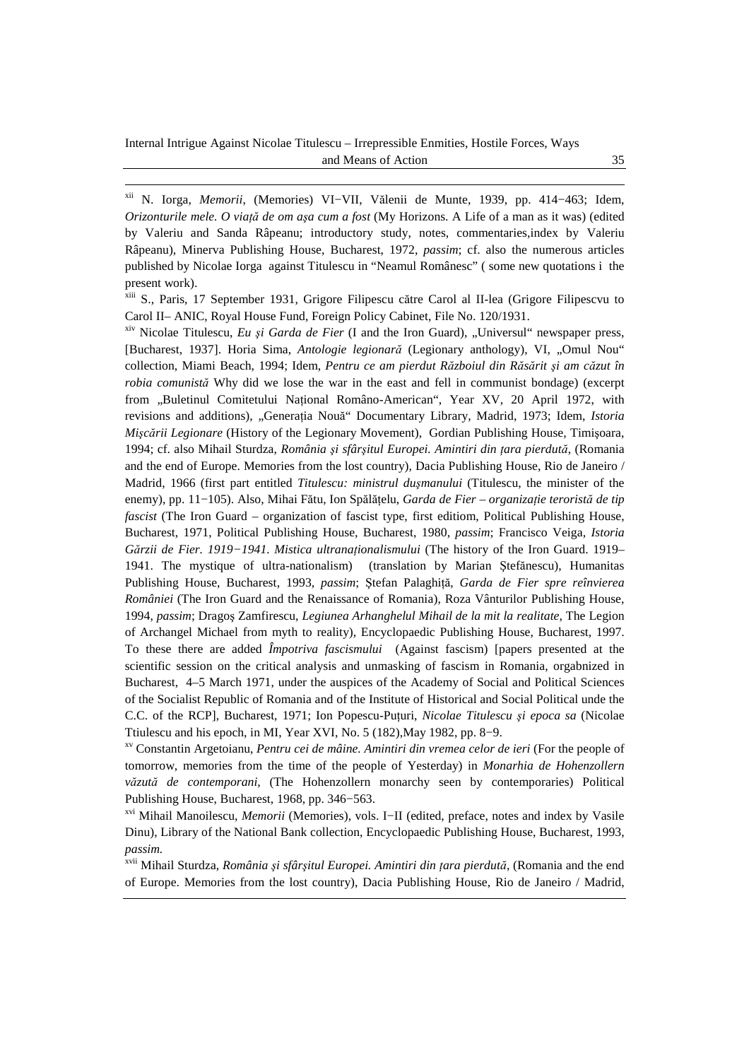[xii] N. Iorga, *Memorii*, (Memories) VI−VII, Vălenii de Munte, 1939, pp. 414−463; Idem, *Orizonturile mele. O viață de om așa cum a fost* (My Horizons. A Life of a man as it was) (edited by Valeriu and Sanda Râpeanu; introductory study, notes, commentaries,index by Valeriu Râpeanu), Minerva Publishing House, Bucharest, 1972, *passim*; cf. also the numerous articles published by Nicolae Iorga against Titulescu in "Neamul Românesc" ( some new quotations i the present work).

[xiii] S., Paris, 17 September 1931, Grigore Filipescu către Carol al II-lea (Grigore Filipescvu to Carol II– ANIC, Royal House Fund, Foreign Policy Cabinet, File No. 120/1931.

[xiv] Nicolae Titulescu, *Eu și Garda de Fier* (I and the Iron Guard), „Universul" newspaper press, [Bucharest, 1937]. Horia Sima, *Antologie legionară* (Legionary anthology), VI, „Omul Nou" collection, Miami Beach, 1994; Idem, *Pentru ce am pierdut Războiul din Răsărit și am căzut în robia comunistă* Why did we lose the war in the east and fell in communist bondage) (excerpt from „Buletinul Comitetului Național Româno-American", Year XV, 20 April 1972, with revisions and additions), „Generația Nouă" Documentary Library, Madrid, 1973; Idem, *Istoria Mișcării Legionare* (History of the Legionary Movement), Gordian Publishing House, Timișoara, 1994; cf. also Mihail Sturdza, *România și sfârșitul Europei. Amintiri din țara pierdută*, (Romania and the end of Europe. Memories from the lost country), Dacia Publishing House, Rio de Janeiro / Madrid, 1966 (first part entitled *Titulescu: ministrul dușmanului* (Titulescu, the minister of the enemy), pp. 11−105). Also, Mihai Fătu, Ion Spălățelu, *Garda de Fier – organizație teroristă de tip fascist* (The Iron Guard – organization of fascist type, first editiom, Political Publishing House, Bucharest, 1971, Political Publishing House, Bucharest, 1980, *passim*; Francisco Veiga, *Istoria Gărzii de Fier. 1919−1941. Mistica ultranaționalismului* (The history of the Iron Guard. 1919–1941. The mystique of ultra-nationalism) (translation by Marian Ștefănescu), Humanitas Publishing House, Bucharest, 1993, *passim*; Ștefan Palaghiță, *Garda de Fier spre reînvierea României* (The Iron Guard and the Renaissance of Romania), Roza Vânturilor Publishing House, 1994, *passim*; Dragoș Zamfirescu, *Legiunea Arhanghelul Mihail de la mit la realitate*, The Legion of Archangel Michael from myth to reality), Encyclopaedic Publishing House, Bucharest, 1997. To these there are added *Împotriva fascismului* (Against fascism) [papers presented at the scientific session on the critical analysis and unmasking of fascism in Romania, orgabnized in Bucharest, 4–5 March 1971, under the auspices of the Academy of Social and Political Sciences of the Socialist Republic of Romania and of the Institute of Historical and Social Political unde the C.C. of the RCP], Bucharest, 1971; Ion Popescu-Puțuri, *Nicolae Titulescu și epoca sa* (Nicolae Ttiulescu and his epoch, in MI, Year XVI, No. 5 (182),May 1982, pp. 8−9.

[xv] Constantin Argetoianu, *Pentru cei de mâine. Amintiri din vremea celor de ieri* (For the people of tomorrow, memories from the time of the people of Yesterday) in *Monarhia de Hohenzollern văzută de contemporani*, (The Hohenzollern monarchy seen by contemporaries) Political Publishing House, Bucharest, 1968, pp. 346−563.

[xvi] Mihail Manoilescu, *Memorii* (Memories), vols. I−II (edited, preface, notes and index by Vasile Dinu), Library of the National Bank collection, Encyclopaedic Publishing House, Bucharest, 1993, *passim.*

[xvii] Mihail Sturdza, *România și sfârșitul Europei. Amintiri din țara pierdută*, (Romania and the end of Europe. Memories from the lost country), Dacia Publishing House, Rio de Janeiro / Madrid,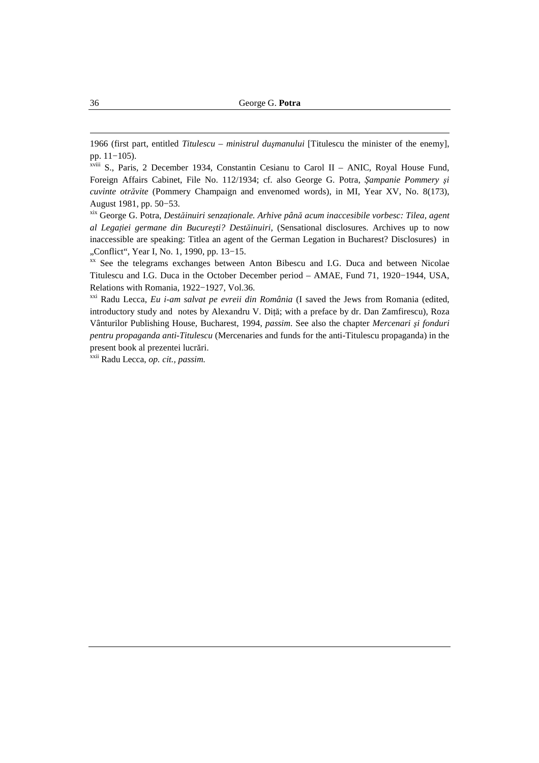1966 (first part, entitled *Titulescu – ministrul duşmanului* [Titulescu the minister of the enemy], pp. 11−105).

[xviii] S., Paris, 2 December 1934, Constantin Cesianu to Carol II – ANIC, Royal House Fund, Foreign Affairs Cabinet, File No. 112/1934; cf. also George G. Potra, *Şampanie Pommery şi cuvinte otrăvite* (Pommery Champaign and envenomed words), in MI, Year XV, No. 8(173), August 1981, pp. 50−53.

[xix] George G. Potra, *Destăinuiri senzaționale. Arhive până acum inaccesibile vorbesc: Tilea, agent al Legației germane din Bucureşti? Destăinuiri*, (Sensational disclosures. Archives up to now inaccessible are speaking: Titlea an agent of the German Legation in Bucharest? Disclosures) in „Conflict", Year I, No. 1, 1990, pp. 13−15.

[xx] See the telegrams exchanges between Anton Bibescu and I.G. Duca and between Nicolae Titulescu and I.G. Duca in the October December period – AMAE, Fund 71, 1920−1944, USA, Relations with Romania, 1922−1927, Vol.36.

[xxi] Radu Lecca, *Eu i-am salvat pe evreii din România* (I saved the Jews from Romania (edited, introductory study and notes by Alexandru V. Diță; with a preface by dr. Dan Zamfirescu), Roza Vânturilor Publishing House, Bucharest, 1994, *passim*. See also the chapter *Mercenari şi fonduri pentru propaganda anti-Titulescu* (Mercenaries and funds for the anti-Titulescu propaganda) in the present book al prezentei lucrări.

[xxii] Radu Lecca, *op. cit., passim.*